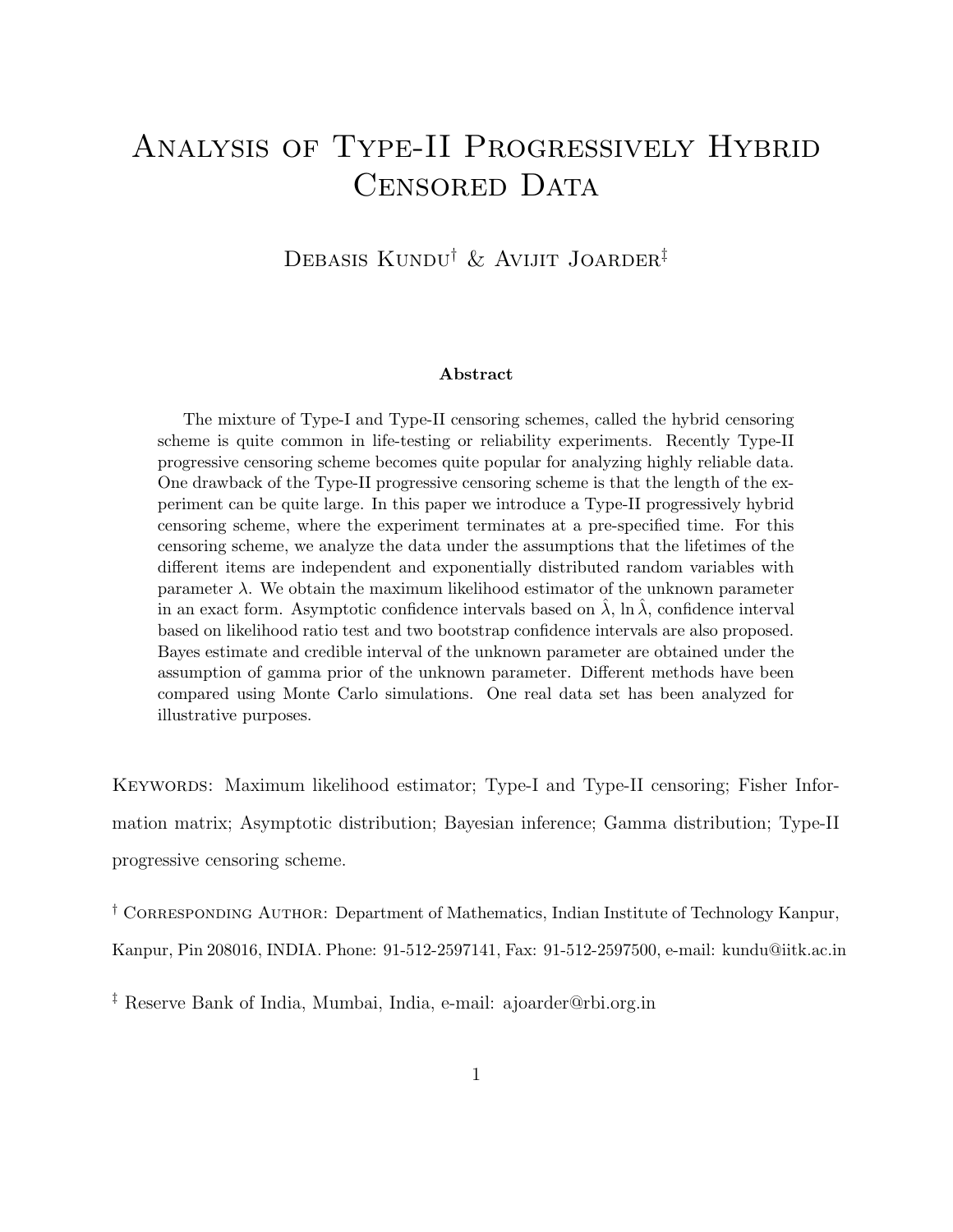# Analysis of Type-II Progressively Hybrid Censored Data

Debasis Kundu[†] & Avijit Joarder[‡]

**Abstract**

The mixture of Type-I and Type-II censoring schemes, called the hybrid censoring scheme is quite common in life-testing or reliability experiments. Recently Type-II progressive censoring scheme becomes quite popular for analyzing highly reliable data. One drawback of the Type-II progressive censoring scheme is that the length of the experiment can be quite large. In this paper we introduce a Type-II progressively hybrid censoring scheme, where the experiment terminates at a pre-specified time. For this censoring scheme, we analyze the data under the assumptions that the lifetimes of the different items are independent and exponentially distributed random variables with parameter $\lambda$. We obtain the maximum likelihood estimator of the unknown parameter in an exact form. Asymptotic confidence intervals based on $\hat{\lambda}$, $\ln \hat{\lambda}$, confidence interval based on likelihood ratio test and two bootstrap confidence intervals are also proposed. Bayes estimate and credible interval of the unknown parameter are obtained under the assumption of gamma prior of the unknown parameter. Different methods have been compared using Monte Carlo simulations. One real data set has been analyzed for illustrative purposes.

Keywords: Maximum likelihood estimator; Type-I and Type-II censoring; Fisher Information matrix; Asymptotic distribution; Bayesian inference; Gamma distribution; Type-II progressive censoring scheme.

[†] Corresponding Author: Department of Mathematics, Indian Institute of Technology Kanpur, Kanpur, Pin 208016, INDIA. Phone: 91-512-2597141, Fax: 91-512-2597500, e-mail: kundu@iitk.ac.in

[‡] Reserve Bank of India, Mumbai, India, e-mail: ajoarder@rbi.org.in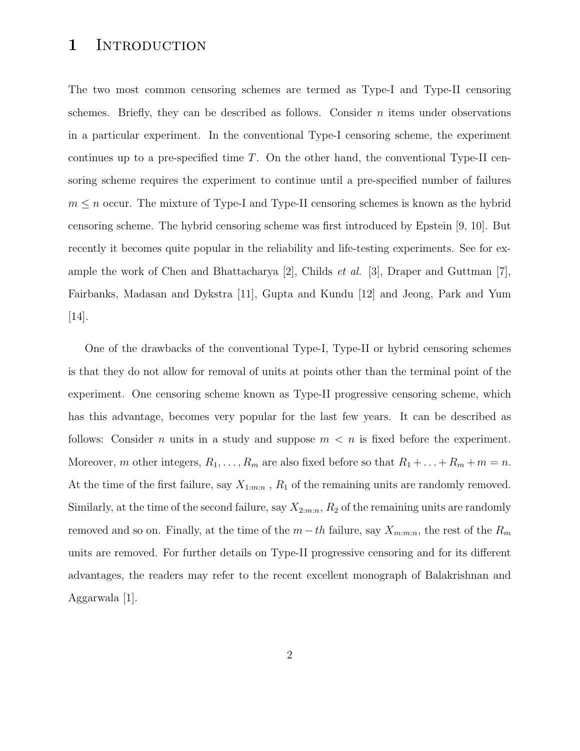# 1 Introduction

The two most common censoring schemes are termed as Type-I and Type-II censoring schemes. Briefly, they can be described as follows. Consider $n$ items under observations in a particular experiment. In the conventional Type-I censoring scheme, the experiment continues up to a pre-specified time $T$. On the other hand, the conventional Type-II censoring scheme requires the experiment to continue until a pre-specified number of failures $m \leq n$ occur. The mixture of Type-I and Type-II censoring schemes is known as the hybrid censoring scheme. The hybrid censoring scheme was first introduced by Epstein [9, 10]. But recently it becomes quite popular in the reliability and life-testing experiments. See for example the work of Chen and Bhattacharya [2], Childs *et al.* [3], Draper and Guttman [7], Fairbanks, Madasan and Dykstra [11], Gupta and Kundu [12] and Jeong, Park and Yum [14].

One of the drawbacks of the conventional Type-I, Type-II or hybrid censoring schemes is that they do not allow for removal of units at points other than the terminal point of the experiment. One censoring scheme known as Type-II progressive censoring scheme, which has this advantage, becomes very popular for the last few years. It can be described as follows: Consider $n$ units in a study and suppose $m < n$ is fixed before the experiment. Moreover, $m$ other integers, $R_1, \ldots, R_m$ are also fixed before so that $R_1 + \ldots + R_m + m = n$. At the time of the first failure, say $X_{1:m:n}$ , $R_1$ of the remaining units are randomly removed. Similarly, at the time of the second failure, say $X_{2:m:n}$, $R_2$ of the remaining units are randomly removed and so on. Finally, at the time of the $m-th$ failure, say $X_{m:m:n}$, the rest of the $R_m$ units are removed. For further details on Type-II progressive censoring and for its different advantages, the readers may refer to the recent excellent monograph of Balakrishnan and Aggarwala [1].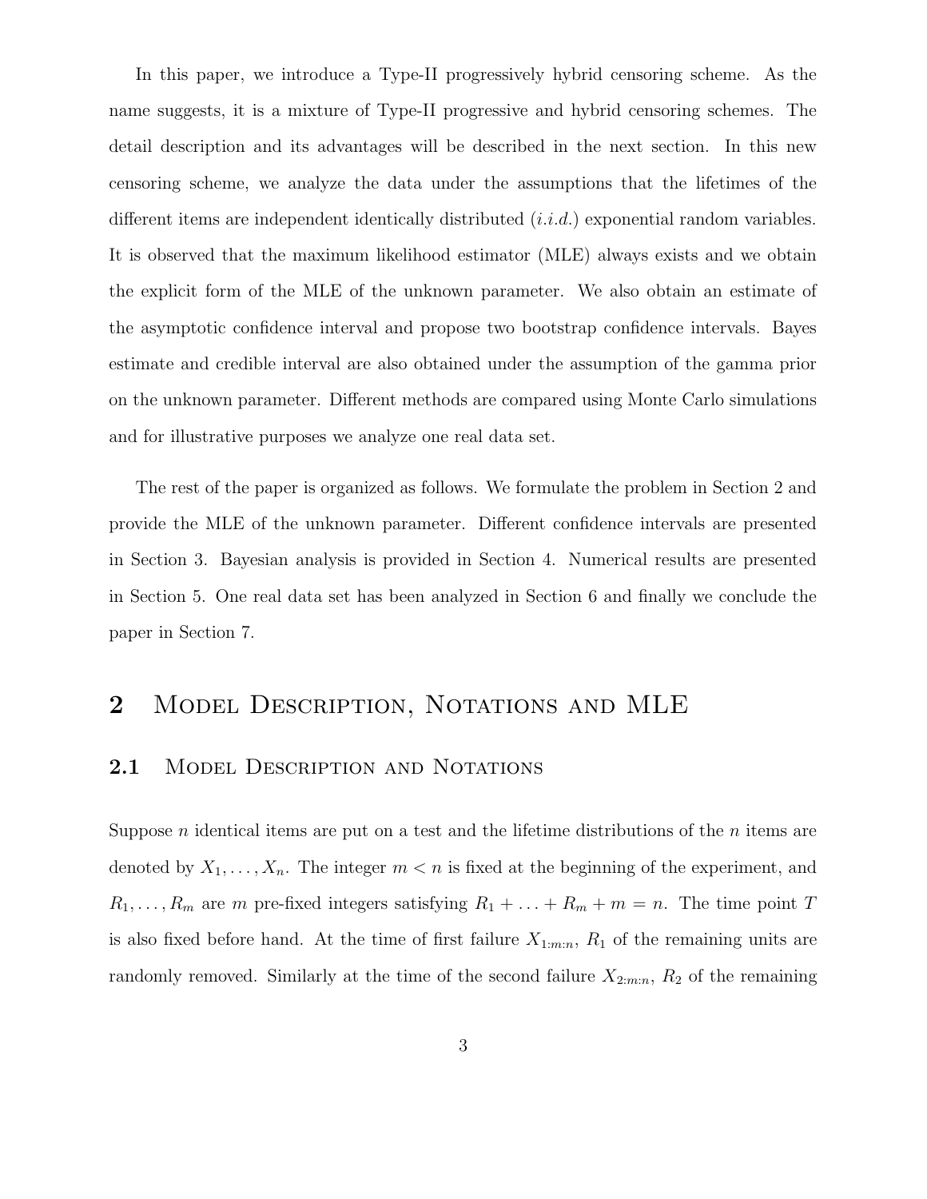In this paper, we introduce a Type-II progressively hybrid censoring scheme. As the name suggests, it is a mixture of Type-II progressive and hybrid censoring schemes. The detail description and its advantages will be described in the next section. In this new censoring scheme, we analyze the data under the assumptions that the lifetimes of the different items are independent identically distributed (*i.i.d.*) exponential random variables. It is observed that the maximum likelihood estimator (MLE) always exists and we obtain the explicit form of the MLE of the unknown parameter. We also obtain an estimate of the asymptotic confidence interval and propose two bootstrap confidence intervals. Bayes estimate and credible interval are also obtained under the assumption of the gamma prior on the unknown parameter. Different methods are compared using Monte Carlo simulations and for illustrative purposes we analyze one real data set.

The rest of the paper is organized as follows. We formulate the problem in Section 2 and provide the MLE of the unknown parameter. Different confidence intervals are presented in Section 3. Bayesian analysis is provided in Section 4. Numerical results are presented in Section 5. One real data set has been analyzed in Section 6 and finally we conclude the paper in Section 7.

## 2 Model Description, Notations and MLE

### 2.1 Model Description and Notations

Suppose $n$ identical items are put on a test and the lifetime distributions of the $n$ items are denoted by $X_1, \ldots, X_n$. The integer $m < n$ is fixed at the beginning of the experiment, and $R_1, \ldots, R_m$ are $m$ pre-fixed integers satisfying $R_1 + \ldots + R_m + m = n$. The time point $T$ is also fixed before hand. At the time of first failure $X_{1:m:n}$, $R_1$ of the remaining units are randomly removed. Similarly at the time of the second failure $X_{2:m:n}$, $R_2$ of the remaining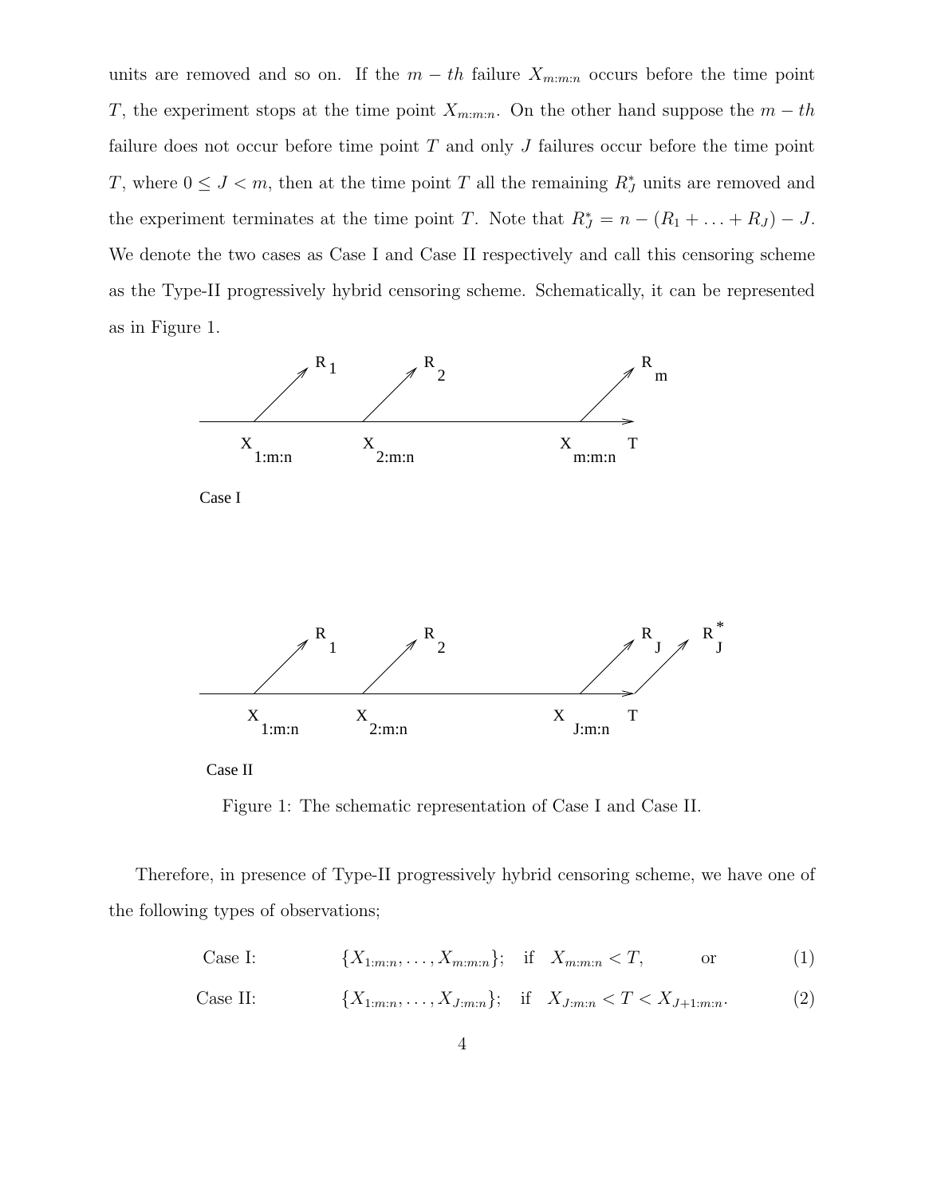units are removed and so on. If the $m-th$ failure $X_{m:m:n}$ occurs before the time point $T$, the experiment stops at the time point $X_{m:m:n}$. On the other hand suppose the $m-th$ failure does not occur before time point $T$ and only $J$ failures occur before the time point $T$, where $0 \leq J < m$, then at the time point $T$ all the remaining $R_J^*$ units are removed and the experiment terminates at the time point $T$. Note that $R_J^* = n - (R_1 + \ldots + R_J) - J$. We denote the two cases as Case I and Case II respectively and call this censoring scheme as the Type-II progressively hybrid censoring scheme. Schematically, it can be represented as in Figure 1.

Case I

Case II

Figure 1: The schematic representation of Case I and Case II.

Therefore, in presence of Type-II progressively hybrid censoring scheme, we have one of the following types of observations;

$$\text{Case I:} \qquad \{X_{1:m:n}, \ldots, X_{m:m:n}\}; \quad \text{if} \quad X_{m:m:n} < T, \qquad \text{or} \tag{1}$$

$$\text{Case II:} \qquad \{X_{1:m:n}, \ldots, X_{J:m:n}\}; \quad \text{if} \quad X_{J:m:n} < T < X_{J+1:m:n}. \tag{2}$$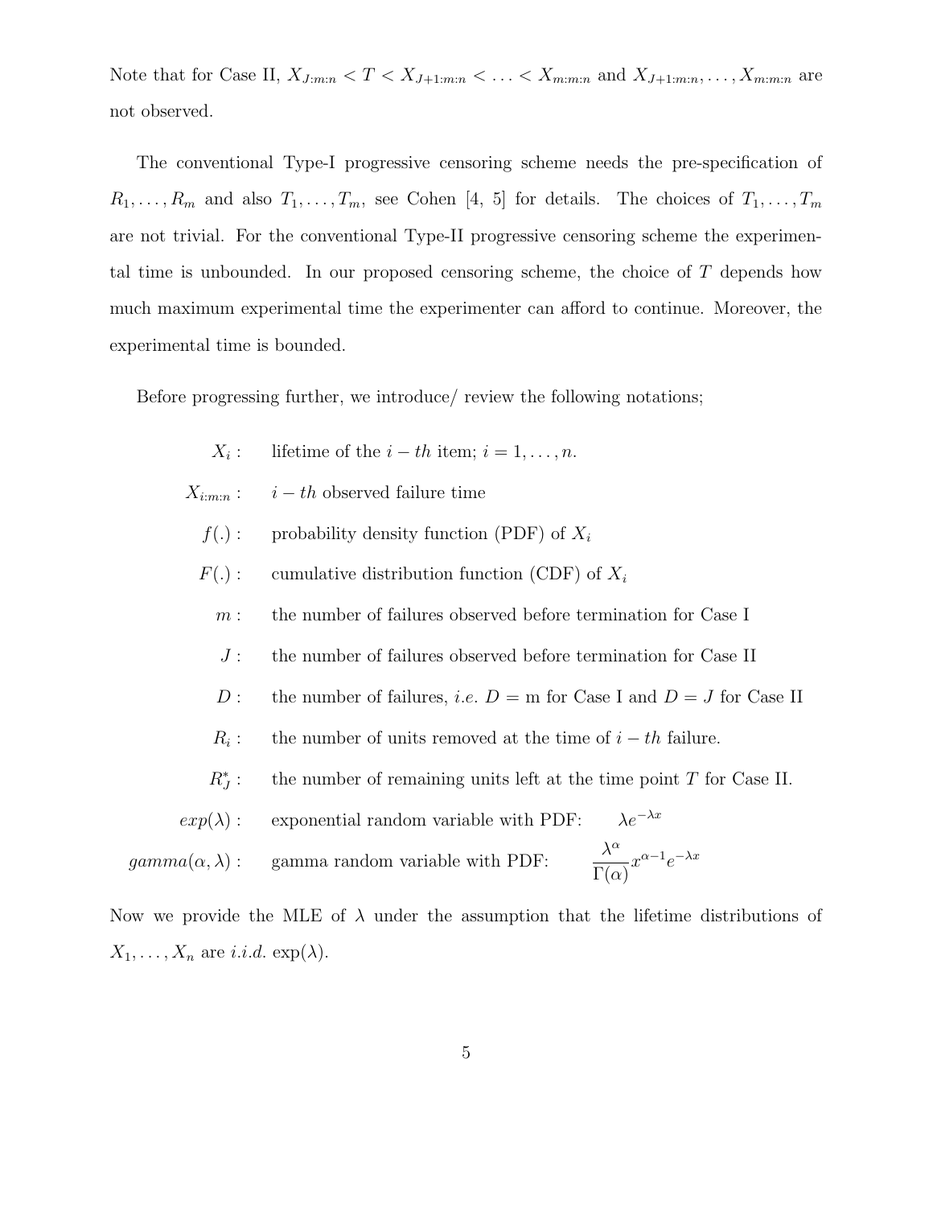Note that for Case II, $X_{J:m:n} < T < X_{J+1:m:n} < \ldots < X_{m:m:n}$ and $X_{J+1:m:n}, \ldots, X_{m:m:n}$ are not observed.

The conventional Type-I progressive censoring scheme needs the pre-specification of $R_1, \ldots, R_m$ and also $T_1, \ldots, T_m$, see Cohen [4, 5] for details. The choices of $T_1, \ldots, T_m$ are not trivial. For the conventional Type-II progressive censoring scheme the experimental time is unbounded. In our proposed censoring scheme, the choice of $T$ depends how much maximum experimental time the experimenter can afford to continue. Moreover, the experimental time is bounded.

Before progressing further, we introduce/ review the following notations;

- $X_i$ : lifetime of the $i-th$ item; $i = 1, \ldots, n$.
- $X_{i:m:n}$ : $i-th$ observed failure time
- $f(.)$ : probability density function (PDF) of $X_i$
- $F(.)$ : cumulative distribution function (CDF) of $X_i$
- $m$ : the number of failures observed before termination for Case I
- $J$ : the number of failures observed before termination for Case II
- $D$ : the number of failures, *i.e.* $D$ = m for Case I and $D = J$ for Case II
- $R_i$ : the number of units removed at the time of $i-th$ failure.
- $R_J^*$ : the number of remaining units left at the time point $T$ for Case II.
- $exp(\lambda)$ : exponential random variable with PDF: $\lambda e^{-\lambda x}$
- $gamma(\alpha, \lambda)$ : gamma random variable with PDF: $\dfrac{\lambda^\alpha}{\Gamma(\alpha)} x^{\alpha-1} e^{-\lambda x}$

Now we provide the MLE of $\lambda$ under the assumption that the lifetime distributions of $X_1, \ldots, X_n$ are *i.i.d.* $\exp(\lambda)$.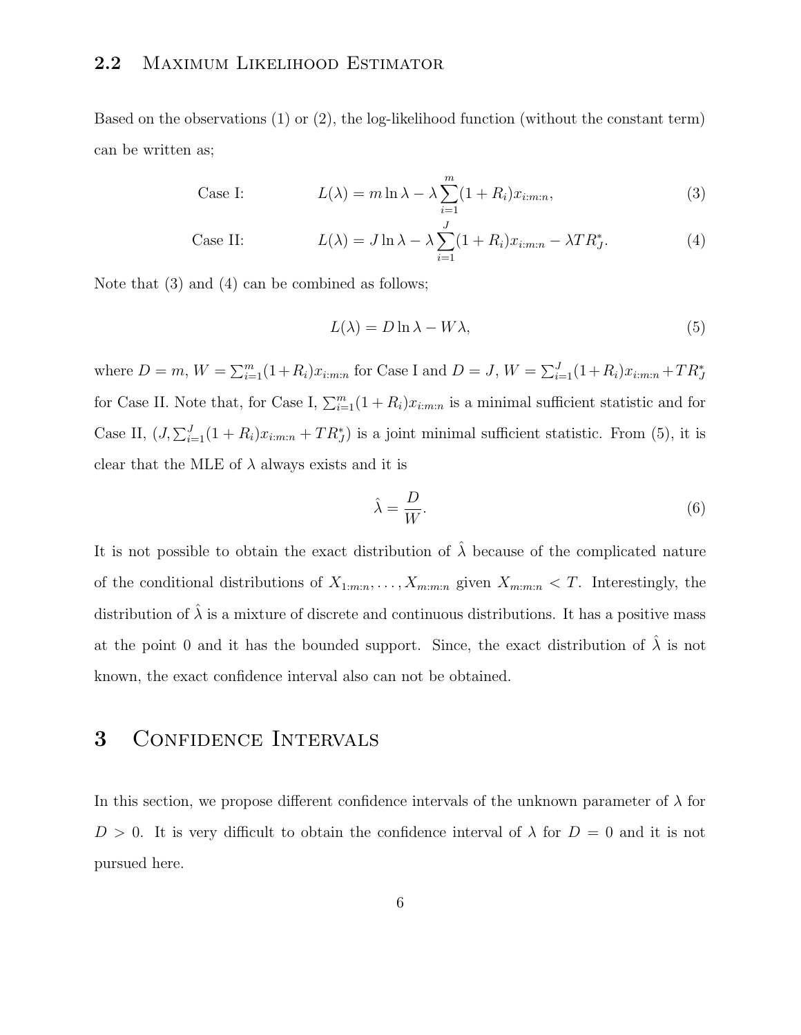### 2.2 Maximum Likelihood Estimator

Based on the observations (1) or (2), the log-likelihood function (without the constant term) can be written as;

$$\text{Case I:} \qquad L(\lambda) = m \ln \lambda - \lambda \sum_{i=1}^{m} (1 + R_i) x_{i:m:n}, \tag{3}$$

$$\text{Case II:} \qquad L(\lambda) = J \ln \lambda - \lambda \sum_{i=1}^{J} (1 + R_i) x_{i:m:n} - \lambda T R_J^*. \tag{4}$$

Note that (3) and (4) can be combined as follows;

$$L(\lambda) = D \ln \lambda - W \lambda, \tag{5}$$

where $D = m$, $W = \sum_{i=1}^{m}(1+R_i)x_{i:m:n}$ for Case I and $D = J$, $W = \sum_{i=1}^{J}(1+R_i)x_{i:m:n} + TR_J^*$ for Case II. Note that, for Case I, $\sum_{i=1}^{m}(1+R_i)x_{i:m:n}$ is a minimal sufficient statistic and for Case II, $(J, \sum_{i=1}^{J}(1+R_i)x_{i:m:n} + TR_J^*)$ is a joint minimal sufficient statistic. From (5), it is clear that the MLE of $\lambda$ always exists and it is

$$\hat{\lambda} = \frac{D}{W}. \tag{6}$$

It is not possible to obtain the exact distribution of $\hat{\lambda}$ because of the complicated nature of the conditional distributions of $X_{1:m:n}, \ldots, X_{m:m:n}$ given $X_{m:m:n} < T$. Interestingly, the distribution of $\hat{\lambda}$ is a mixture of discrete and continuous distributions. It has a positive mass at the point 0 and it has the bounded support. Since, the exact distribution of $\hat{\lambda}$ is not known, the exact confidence interval also can not be obtained.

# 3 Confidence Intervals

In this section, we propose different confidence intervals of the unknown parameter of $\lambda$ for $D > 0$. It is very difficult to obtain the confidence interval of $\lambda$ for $D = 0$ and it is not pursued here.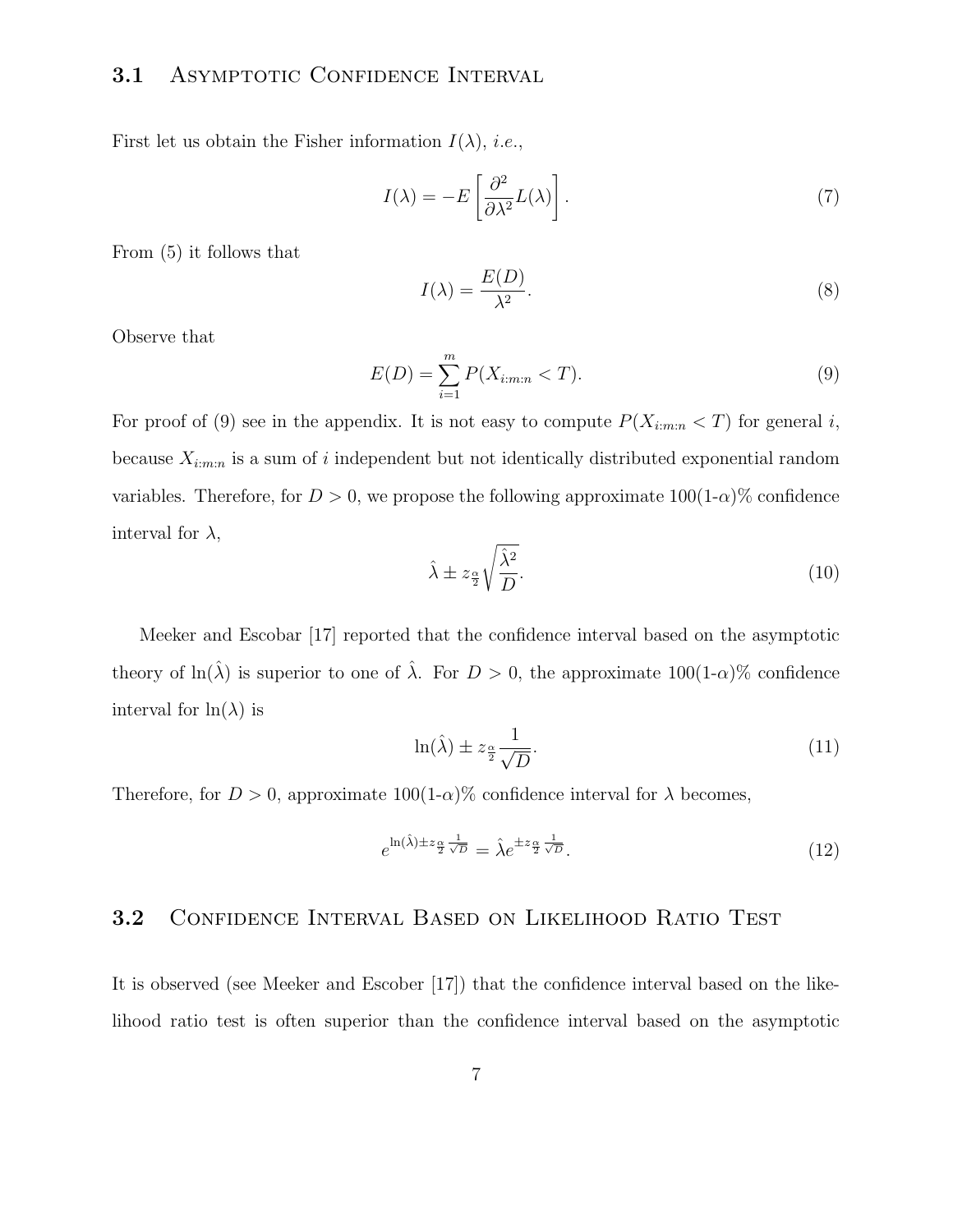### 3.1 Asymptotic Confidence Interval

First let us obtain the Fisher information $I(\lambda)$, *i.e.*,

$$I(\lambda) = -E\left[\frac{\partial^2}{\partial \lambda^2} L(\lambda)\right]. \tag{7}$$

From (5) it follows that

$$I(\lambda) = \frac{E(D)}{\lambda^2}. \tag{8}$$

Observe that

$$E(D) = \sum_{i=1}^{m} P(X_{i:m:n} < T). \tag{9}$$

For proof of (9) see in the appendix. It is not easy to compute $P(X_{i:m:n} < T)$ for general $i$, because $X_{i:m:n}$ is a sum of $i$ independent but not identically distributed exponential random variables. Therefore, for $D > 0$, we propose the following approximate 100(1-$\alpha$)% confidence interval for $\lambda$,

$$\hat{\lambda} \pm z_{\frac{\alpha}{2}} \sqrt{\frac{\hat{\lambda}^2}{D}}. \tag{10}$$

Meeker and Escobar [17] reported that the confidence interval based on the asymptotic theory of $\ln(\hat{\lambda})$ is superior to one of $\hat{\lambda}$. For $D > 0$, the approximate 100(1-$\alpha$)% confidence interval for $\ln(\lambda)$ is

$$\ln(\hat{\lambda}) \pm z_{\frac{\alpha}{2}} \frac{1}{\sqrt{D}}. \tag{11}$$

Therefore, for $D > 0$, approximate 100(1-$\alpha$)% confidence interval for $\lambda$ becomes,

$$e^{\ln(\hat{\lambda}) \pm z_{\frac{\alpha}{2}} \frac{1}{\sqrt{D}}} = \hat{\lambda} e^{\pm z_{\frac{\alpha}{2}} \frac{1}{\sqrt{D}}}. \tag{12}$$

### 3.2 Confidence Interval Based on Likelihood Ratio Test

It is observed (see Meeker and Escober [17]) that the confidence interval based on the likelihood ratio test is often superior than the confidence interval based on the asymptotic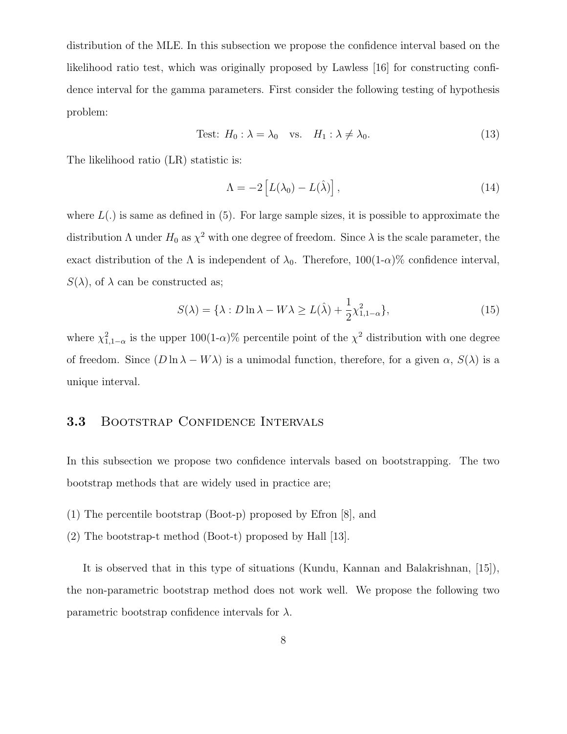distribution of the MLE. In this subsection we propose the confidence interval based on the likelihood ratio test, which was originally proposed by Lawless [16] for constructing confidence interval for the gamma parameters. First consider the following testing of hypothesis problem:

$$\text{Test: } H_0 : \lambda = \lambda_0 \quad \text{vs.} \quad H_1 : \lambda \neq \lambda_0. \tag{13}$$

The likelihood ratio (LR) statistic is:

$$\Lambda = -2\left[L(\lambda_0) - L(\hat{\lambda})\right], \tag{14}$$

where $L(.)$ is same as defined in (5). For large sample sizes, it is possible to approximate the distribution $\Lambda$ under $H_0$ as $\chi^2$ with one degree of freedom. Since $\lambda$ is the scale parameter, the exact distribution of the $\Lambda$ is independent of $\lambda_0$. Therefore, 100(1-$\alpha$)% confidence interval, $S(\lambda)$, of $\lambda$ can be constructed as;

$$S(\lambda) = \{\lambda : D \ln \lambda - W\lambda \geq L(\hat{\lambda}) + \frac{1}{2}\chi^2_{1,1-\alpha}\}, \tag{15}$$

where $\chi^2_{1,1-\alpha}$ is the upper 100(1-$\alpha$)% percentile point of the $\chi^2$ distribution with one degree of freedom. Since $(D \ln \lambda - W\lambda)$ is a unimodal function, therefore, for a given $\alpha$, $S(\lambda)$ is a unique interval.

### 3.3 Bootstrap Confidence Intervals

In this subsection we propose two confidence intervals based on bootstrapping. The two bootstrap methods that are widely used in practice are;

(1) The percentile bootstrap (Boot-p) proposed by Efron [8], and

(2) The bootstrap-t method (Boot-t) proposed by Hall [13].

It is observed that in this type of situations (Kundu, Kannan and Balakrishnan, [15]), the non-parametric bootstrap method does not work well. We propose the following two parametric bootstrap confidence intervals for $\lambda$.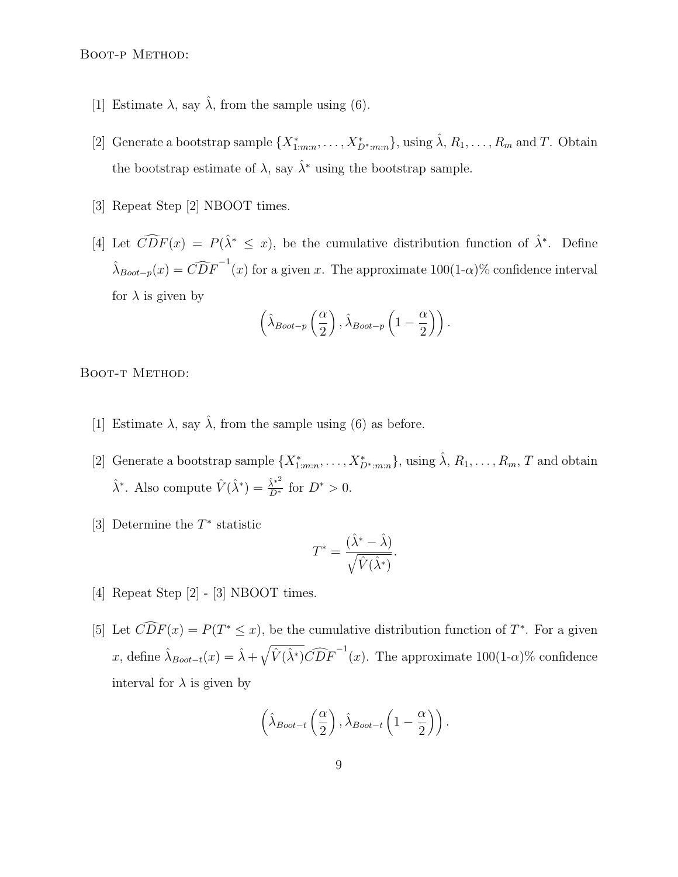Boot-p Method:

[1] Estimate $\lambda$, say $\hat{\lambda}$, from the sample using (6).

[2] Generate a bootstrap sample $\{X^*_{1:m:n}, \ldots, X^*_{D^*:m:n}\}$, using $\hat{\lambda}$, $R_1, \ldots, R_m$ and $T$. Obtain the bootstrap estimate of $\lambda$, say $\hat{\lambda}^*$ using the bootstrap sample.

[3] Repeat Step [2] NBOOT times.

[4] Let $\widehat{CDF}(x) = P(\hat{\lambda}^* \leq x)$, be the cumulative distribution function of $\hat{\lambda}^*$. Define $\hat{\lambda}_{Boot-p}(x) = \widehat{CDF}^{-1}(x)$ for a given $x$. The approximate 100(1-$\alpha$)% confidence interval for $\lambda$ is given by

$$\left(\hat{\lambda}_{Boot-p}\left(\frac{\alpha}{2}\right), \hat{\lambda}_{Boot-p}\left(1 - \frac{\alpha}{2}\right)\right).$$

Boot-t Method:

[1] Estimate $\lambda$, say $\hat{\lambda}$, from the sample using (6) as before.

[2] Generate a bootstrap sample $\{X^*_{1:m:n}, \ldots, X^*_{D^*:m:n}\}$, using $\hat{\lambda}$, $R_1, \ldots, R_m$, $T$ and obtain $\hat{\lambda}^*$. Also compute $\hat{V}(\hat{\lambda}^*) = \frac{\hat{\lambda}^{*2}}{D^*}$ for $D^* > 0$.

[3] Determine the $T^*$ statistic

$$T^* = \frac{(\hat{\lambda}^* - \hat{\lambda})}{\sqrt{\hat{V}(\hat{\lambda}^*)}}.$$

[4] Repeat Step [2] - [3] NBOOT times.

[5] Let $\widehat{CDF}(x) = P(T^* \leq x)$, be the cumulative distribution function of $T^*$. For a given $x$, define $\hat{\lambda}_{Boot-t}(x) = \hat{\lambda} + \sqrt{\hat{V}(\hat{\lambda}^*)}\widehat{CDF}^{-1}(x)$. The approximate 100(1-$\alpha$)% confidence interval for $\lambda$ is given by

$$\left(\hat{\lambda}_{Boot-t}\left(\frac{\alpha}{2}\right), \hat{\lambda}_{Boot-t}\left(1 - \frac{\alpha}{2}\right)\right).$$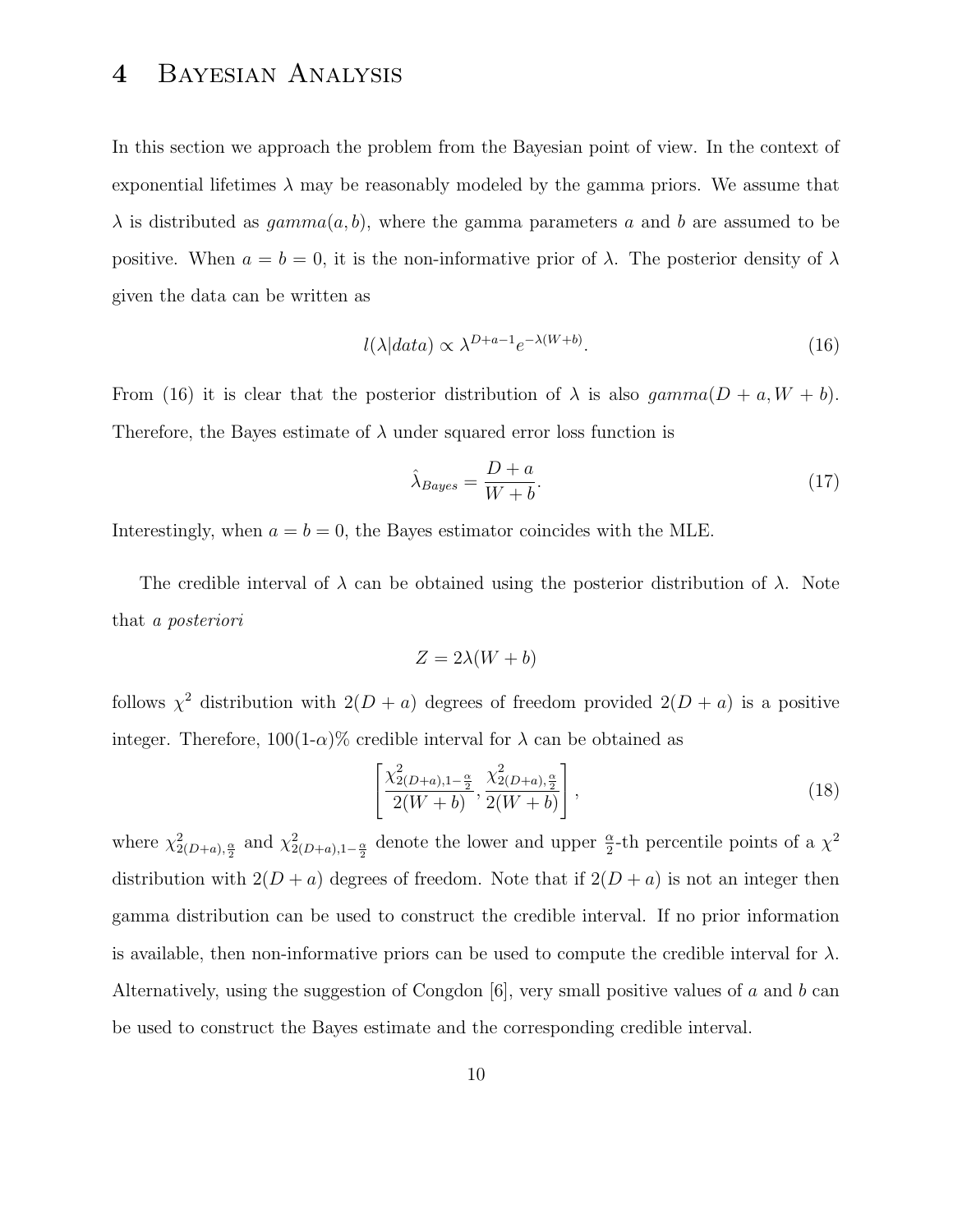# 4 Bayesian Analysis

In this section we approach the problem from the Bayesian point of view. In the context of exponential lifetimes $\lambda$ may be reasonably modeled by the gamma priors. We assume that $\lambda$ is distributed as $gamma(a, b)$, where the gamma parameters $a$ and $b$ are assumed to be positive. When $a = b = 0$, it is the non-informative prior of $\lambda$. The posterior density of $\lambda$ given the data can be written as

$$l(\lambda|data) \propto \lambda^{D+a-1} e^{-\lambda(W+b)}. \tag{16}$$

From (16) it is clear that the posterior distribution of $\lambda$ is also $gamma(D + a, W + b)$. Therefore, the Bayes estimate of $\lambda$ under squared error loss function is

$$\hat{\lambda}_{Bayes} = \frac{D + a}{W + b}. \tag{17}$$

Interestingly, when $a = b = 0$, the Bayes estimator coincides with the MLE.

The credible interval of $\lambda$ can be obtained using the posterior distribution of $\lambda$. Note that *a posteriori*

$$Z = 2\lambda(W + b)$$

follows $\chi^2$ distribution with $2(D + a)$ degrees of freedom provided $2(D + a)$ is a positive integer. Therefore, 100(1-$\alpha$)% credible interval for $\lambda$ can be obtained as

$$\left[ \frac{\chi^2_{2(D+a),1-\frac{\alpha}{2}}}{2(W + b)}, \frac{\chi^2_{2(D+a),\frac{\alpha}{2}}}{2(W + b)} \right], \tag{18}$$

where $\chi^2_{2(D+a),\frac{\alpha}{2}}$ and $\chi^2_{2(D+a),1-\frac{\alpha}{2}}$ denote the lower and upper $\frac{\alpha}{2}$-th percentile points of a $\chi^2$ distribution with $2(D + a)$ degrees of freedom. Note that if $2(D + a)$ is not an integer then gamma distribution can be used to construct the credible interval. If no prior information is available, then non-informative priors can be used to compute the credible interval for $\lambda$. Alternatively, using the suggestion of Congdon [6], very small positive values of $a$ and $b$ can be used to construct the Bayes estimate and the corresponding credible interval.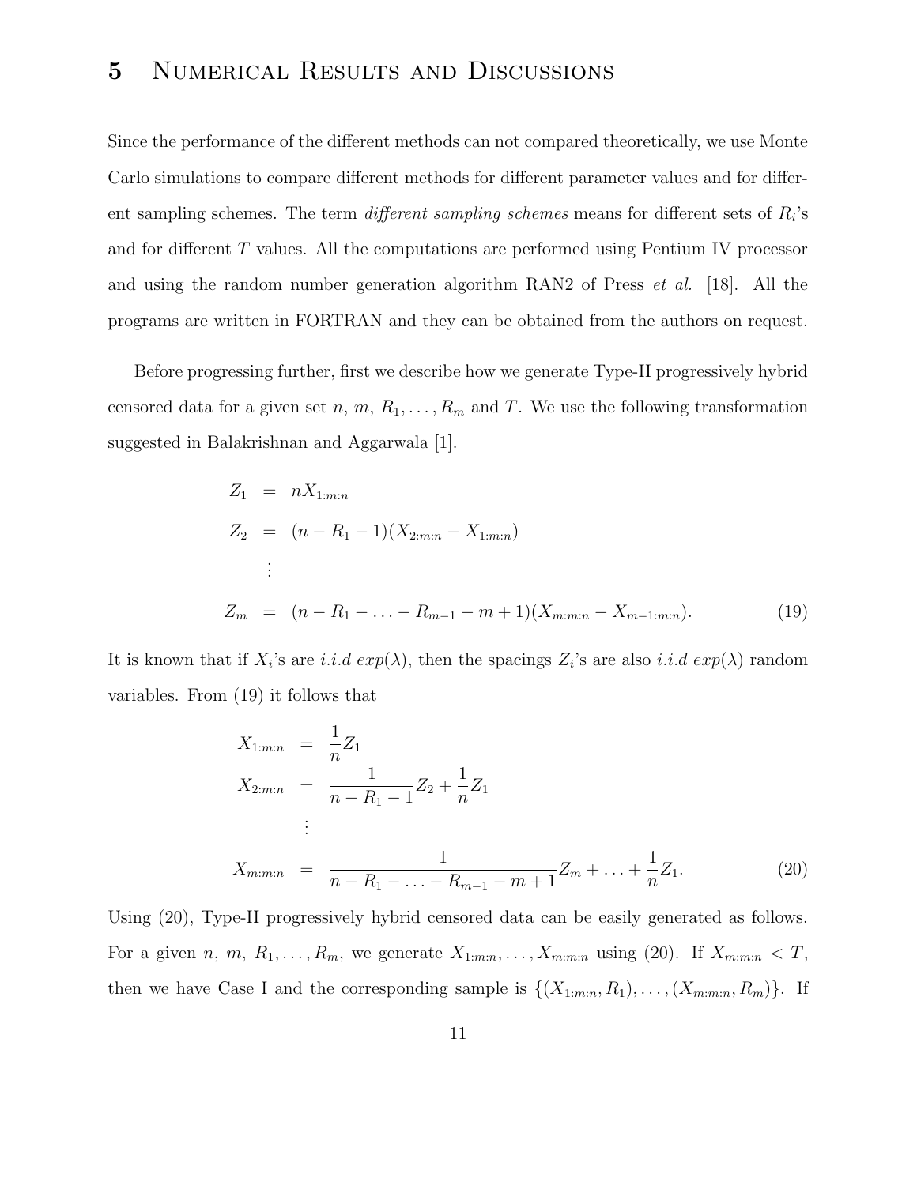# 5 Numerical Results and Discussions

Since the performance of the different methods can not compared theoretically, we use Monte Carlo simulations to compare different methods for different parameter values and for different sampling schemes. The term *different sampling schemes* means for different sets of $R_i$'s and for different $T$ values. All the computations are performed using Pentium IV processor and using the random number generation algorithm RAN2 of Press *et al.* [18]. All the programs are written in FORTRAN and they can be obtained from the authors on request.

Before progressing further, first we describe how we generate Type-II progressively hybrid censored data for a given set $n$, $m$, $R_1, \ldots, R_m$ and $T$. We use the following transformation suggested in Balakrishnan and Aggarwala [1].

$$
\begin{aligned}
Z_1 &= nX_{1:m:n} \\
Z_2 &= (n - R_1 - 1)(X_{2:m:n} - X_{1:m:n}) \\
&\vdots \\
Z_m &= (n - R_1 - \ldots - R_{m-1} - m + 1)(X_{m:m:n} - X_{m-1:m:n}).
\end{aligned}
\tag{19}
$$

It is known that if $X_i$'s are *i.i.d* $exp(\lambda)$, then the spacings $Z_i$'s are also *i.i.d* $exp(\lambda)$ random variables. From (19) it follows that

$$
\begin{aligned}
X_{1:m:n} &= \frac{1}{n} Z_1 \\
X_{2:m:n} &= \frac{1}{n - R_1 - 1} Z_2 + \frac{1}{n} Z_1 \\
&\vdots \\
X_{m:m:n} &= \frac{1}{n - R_1 - \ldots - R_{m-1} - m + 1} Z_m + \ldots + \frac{1}{n} Z_1.
\end{aligned}
\tag{20}
$$

Using (20), Type-II progressively hybrid censored data can be easily generated as follows. For a given $n$, $m$, $R_1, \ldots, R_m$, we generate $X_{1:m:n}, \ldots, X_{m:m:n}$ using (20). If $X_{m:m:n} < T$, then we have Case I and the corresponding sample is $\{(X_{1:m:n}, R_1), \ldots, (X_{m:m:n}, R_m)\}$. If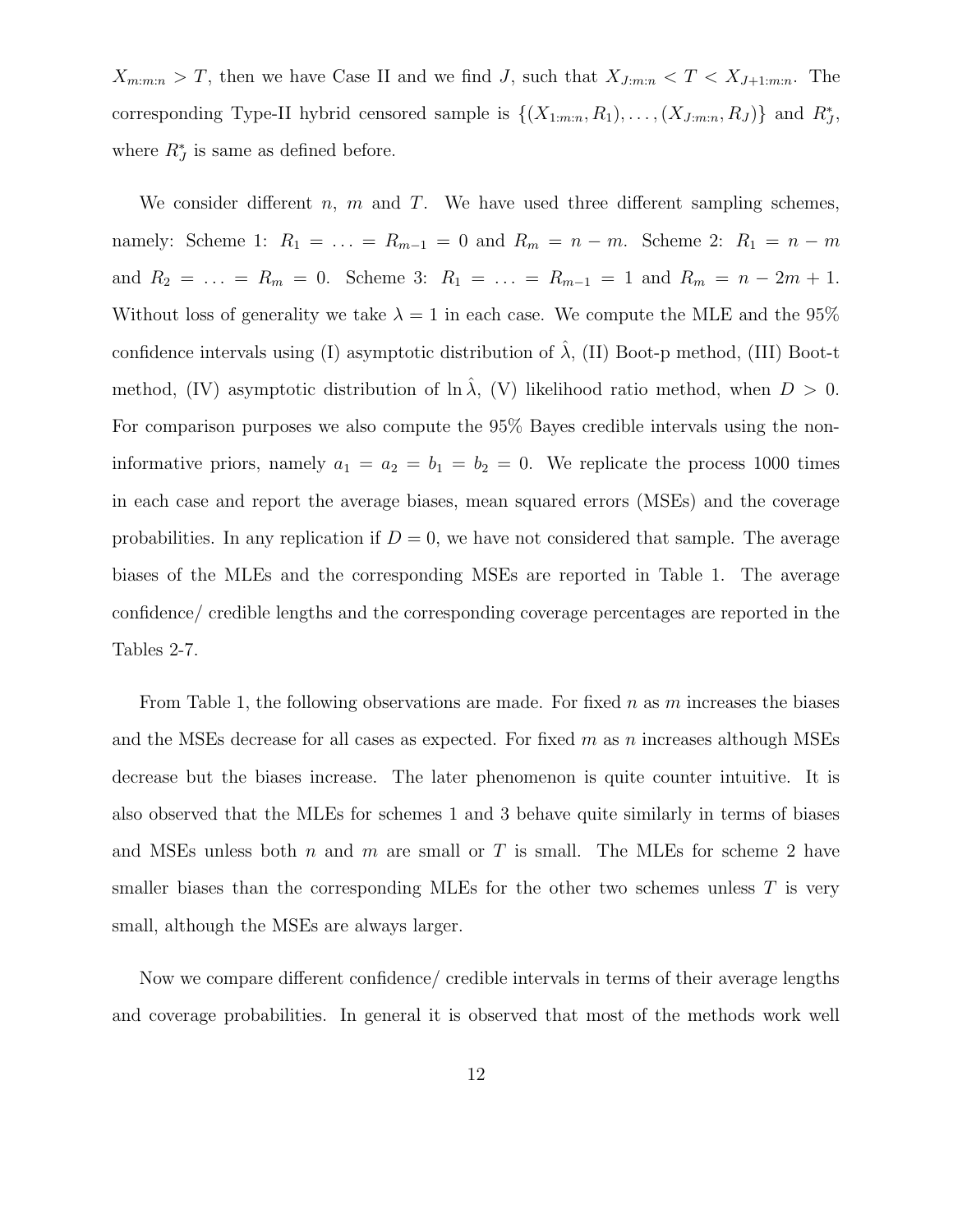$X_{m:m:n} > T$, then we have Case II and we find $J$, such that $X_{J:m:n} < T < X_{J+1:m:n}$. The corresponding Type-II hybrid censored sample is $\{(X_{1:m:n}, R_1), \ldots, (X_{J:m:n}, R_J)\}$ and $R_J^*$, where $R_J^*$ is same as defined before.

We consider different $n$, $m$ and $T$. We have used three different sampling schemes, namely: Scheme 1: $R_1 = \ldots = R_{m-1} = 0$ and $R_m = n - m$. Scheme 2: $R_1 = n - m$ and $R_2 = \ldots = R_m = 0$. Scheme 3: $R_1 = \ldots = R_{m-1} = 1$ and $R_m = n - 2m + 1$. Without loss of generality we take $\lambda = 1$ in each case. We compute the MLE and the 95% confidence intervals using (I) asymptotic distribution of $\hat{\lambda}$, (II) Boot-p method, (III) Boot-t method, (IV) asymptotic distribution of $\ln \hat{\lambda}$, (V) likelihood ratio method, when $D > 0$. For comparison purposes we also compute the 95% Bayes credible intervals using the non-informative priors, namely $a_1 = a_2 = b_1 = b_2 = 0$. We replicate the process 1000 times in each case and report the average biases, mean squared errors (MSEs) and the coverage probabilities. In any replication if $D = 0$, we have not considered that sample. The average biases of the MLEs and the corresponding MSEs are reported in Table 1. The average confidence/ credible lengths and the corresponding coverage percentages are reported in the Tables 2-7.

From Table 1, the following observations are made. For fixed $n$ as $m$ increases the biases and the MSEs decrease for all cases as expected. For fixed $m$ as $n$ increases although MSEs decrease but the biases increase. The later phenomenon is quite counter intuitive. It is also observed that the MLEs for schemes 1 and 3 behave quite similarly in terms of biases and MSEs unless both $n$ and $m$ are small or $T$ is small. The MLEs for scheme 2 have smaller biases than the corresponding MLEs for the other two schemes unless $T$ is very small, although the MSEs are always larger.

Now we compare different confidence/ credible intervals in terms of their average lengths and coverage probabilities. In general it is observed that most of the methods work well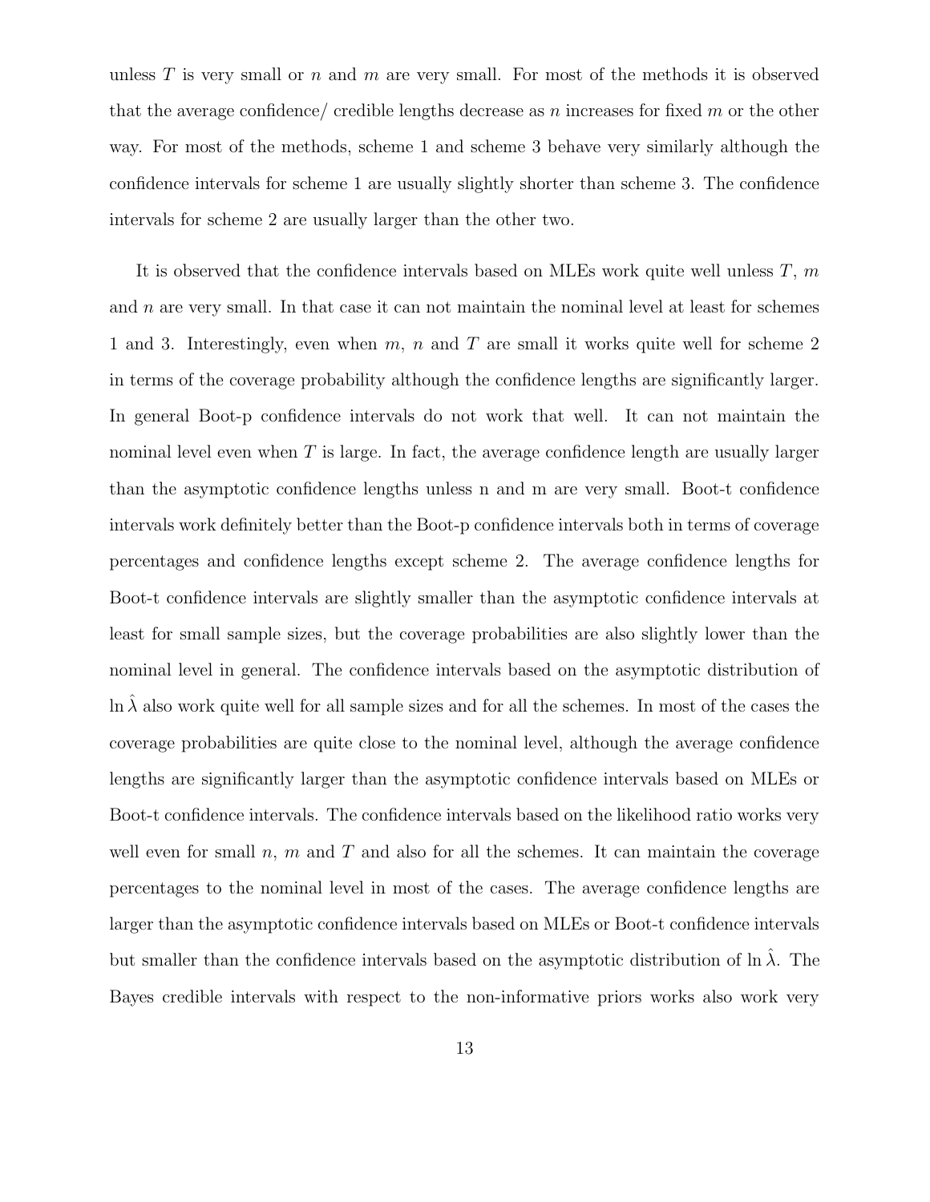unless $T$ is very small or $n$ and $m$ are very small. For most of the methods it is observed that the average confidence/ credible lengths decrease as $n$ increases for fixed $m$ or the other way. For most of the methods, scheme 1 and scheme 3 behave very similarly although the confidence intervals for scheme 1 are usually slightly shorter than scheme 3. The confidence intervals for scheme 2 are usually larger than the other two.

It is observed that the confidence intervals based on MLEs work quite well unless $T$, $m$ and $n$ are very small. In that case it can not maintain the nominal level at least for schemes 1 and 3. Interestingly, even when $m$, $n$ and $T$ are small it works quite well for scheme 2 in terms of the coverage probability although the confidence lengths are significantly larger. In general Boot-p confidence intervals do not work that well. It can not maintain the nominal level even when $T$ is large. In fact, the average confidence length are usually larger than the asymptotic confidence lengths unless n and m are very small. Boot-t confidence intervals work definitely better than the Boot-p confidence intervals both in terms of coverage percentages and confidence lengths except scheme 2. The average confidence lengths for Boot-t confidence intervals are slightly smaller than the asymptotic confidence intervals at least for small sample sizes, but the coverage probabilities are also slightly lower than the nominal level in general. The confidence intervals based on the asymptotic distribution of $\ln \hat{\lambda}$ also work quite well for all sample sizes and for all the schemes. In most of the cases the coverage probabilities are quite close to the nominal level, although the average confidence lengths are significantly larger than the asymptotic confidence intervals based on MLEs or Boot-t confidence intervals. The confidence intervals based on the likelihood ratio works very well even for small $n$, $m$ and $T$ and also for all the schemes. It can maintain the coverage percentages to the nominal level in most of the cases. The average confidence lengths are larger than the asymptotic confidence intervals based on MLEs or Boot-t confidence intervals but smaller than the confidence intervals based on the asymptotic distribution of $\ln \hat{\lambda}$. The Bayes credible intervals with respect to the non-informative priors works also work very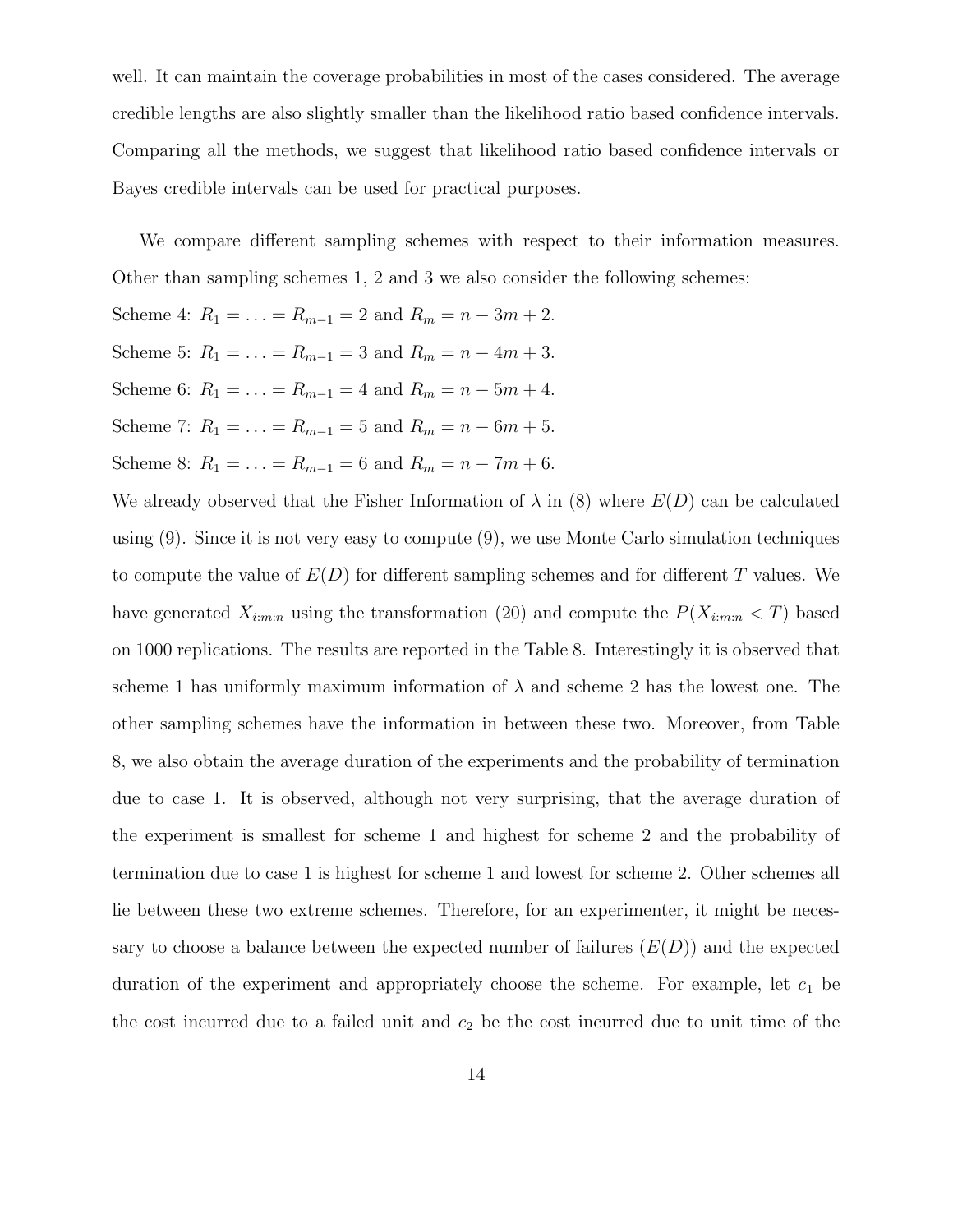well. It can maintain the coverage probabilities in most of the cases considered. The average credible lengths are also slightly smaller than the likelihood ratio based confidence intervals. Comparing all the methods, we suggest that likelihood ratio based confidence intervals or Bayes credible intervals can be used for practical purposes.

We compare different sampling schemes with respect to their information measures. Other than sampling schemes 1, 2 and 3 we also consider the following schemes:

Scheme 4: $R_1 = \ldots = R_{m-1} = 2$ and $R_m = n - 3m + 2$.

Scheme 5: $R_1 = \ldots = R_{m-1} = 3$ and $R_m = n - 4m + 3$.

Scheme 6: $R_1 = \ldots = R_{m-1} = 4$ and $R_m = n - 5m + 4$.

Scheme 7: $R_1 = \ldots = R_{m-1} = 5$ and $R_m = n - 6m + 5$.

Scheme 8: $R_1 = \ldots = R_{m-1} = 6$ and $R_m = n - 7m + 6$.

We already observed that the Fisher Information of $\lambda$ in (8) where $E(D)$ can be calculated using (9). Since it is not very easy to compute (9), we use Monte Carlo simulation techniques to compute the value of $E(D)$ for different sampling schemes and for different $T$ values. We have generated $X_{i:m:n}$ using the transformation (20) and compute the $P(X_{i:m:n} < T)$ based on 1000 replications. The results are reported in the Table 8. Interestingly it is observed that scheme 1 has uniformly maximum information of $\lambda$ and scheme 2 has the lowest one. The other sampling schemes have the information in between these two. Moreover, from Table 8, we also obtain the average duration of the experiments and the probability of termination due to case 1. It is observed, although not very surprising, that the average duration of the experiment is smallest for scheme 1 and highest for scheme 2 and the probability of termination due to case 1 is highest for scheme 1 and lowest for scheme 2. Other schemes all lie between these two extreme schemes. Therefore, for an experimenter, it might be necessary to choose a balance between the expected number of failures ($E(D)$) and the expected duration of the experiment and appropriately choose the scheme. For example, let $c_1$ be the cost incurred due to a failed unit and $c_2$ be the cost incurred due to unit time of the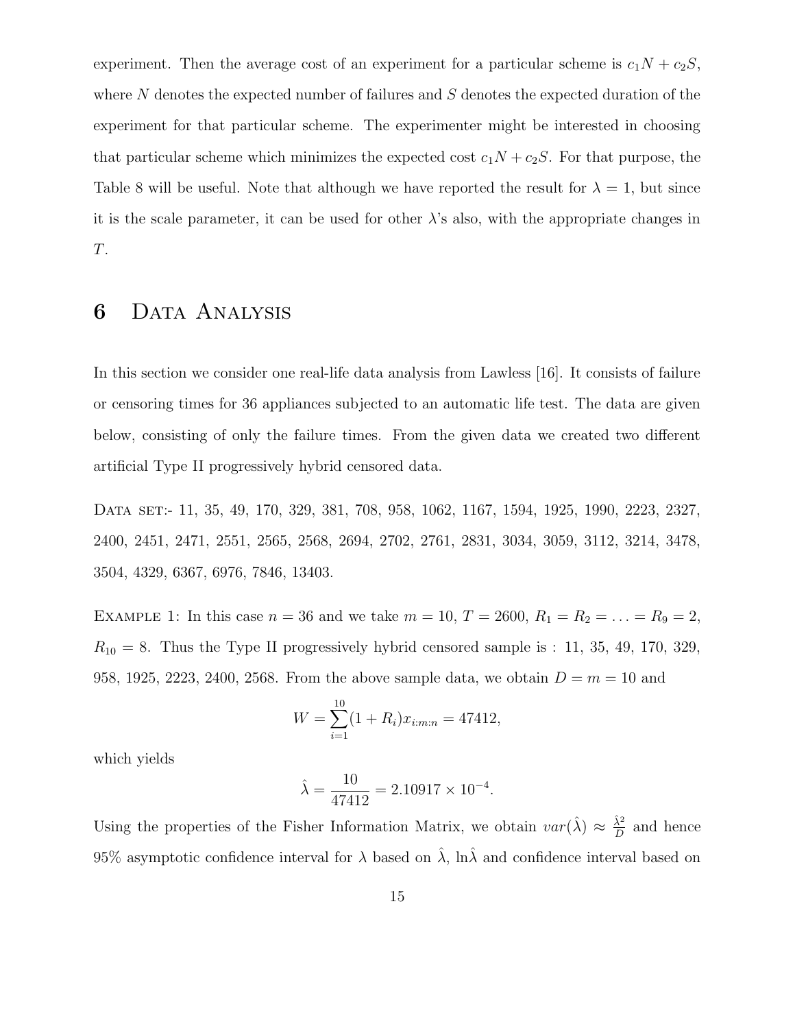experiment. Then the average cost of an experiment for a particular scheme is $c_1 N + c_2 S$, where $N$ denotes the expected number of failures and $S$ denotes the expected duration of the experiment for that particular scheme. The experimenter might be interested in choosing that particular scheme which minimizes the expected cost $c_1 N + c_2 S$. For that purpose, the Table 8 will be useful. Note that although we have reported the result for $\lambda = 1$, but since it is the scale parameter, it can be used for other $\lambda$'s also, with the appropriate changes in $T$.

# 6 Data Analysis

In this section we consider one real-life data analysis from Lawless [16]. It consists of failure or censoring times for 36 appliances subjected to an automatic life test. The data are given below, consisting of only the failure times. From the given data we created two different artificial Type II progressively hybrid censored data.

Data set:- 11, 35, 49, 170, 329, 381, 708, 958, 1062, 1167, 1594, 1925, 1990, 2223, 2327, 2400, 2451, 2471, 2551, 2565, 2568, 2694, 2702, 2761, 2831, 3034, 3059, 3112, 3214, 3478, 3504, 4329, 6367, 6976, 7846, 13403.

Example 1: In this case $n = 36$ and we take $m = 10$, $T = 2600$, $R_1 = R_2 = \ldots = R_9 = 2$, $R_{10} = 8$. Thus the Type II progressively hybrid censored sample is : 11, 35, 49, 170, 329, 958, 1925, 2223, 2400, 2568. From the above sample data, we obtain $D = m = 10$ and

$$W = \sum_{i=1}^{10} (1 + R_i) x_{i:m:n} = 47412,$$

which yields

$$\hat{\lambda} = \frac{10}{47412} = 2.10917 \times 10^{-4}.$$

Using the properties of the Fisher Information Matrix, we obtain $var(\hat{\lambda}) \approx \frac{\hat{\lambda}^2}{D}$ and hence 95% asymptotic confidence interval for $\lambda$ based on $\hat{\lambda}$, $\ln\hat{\lambda}$ and confidence interval based on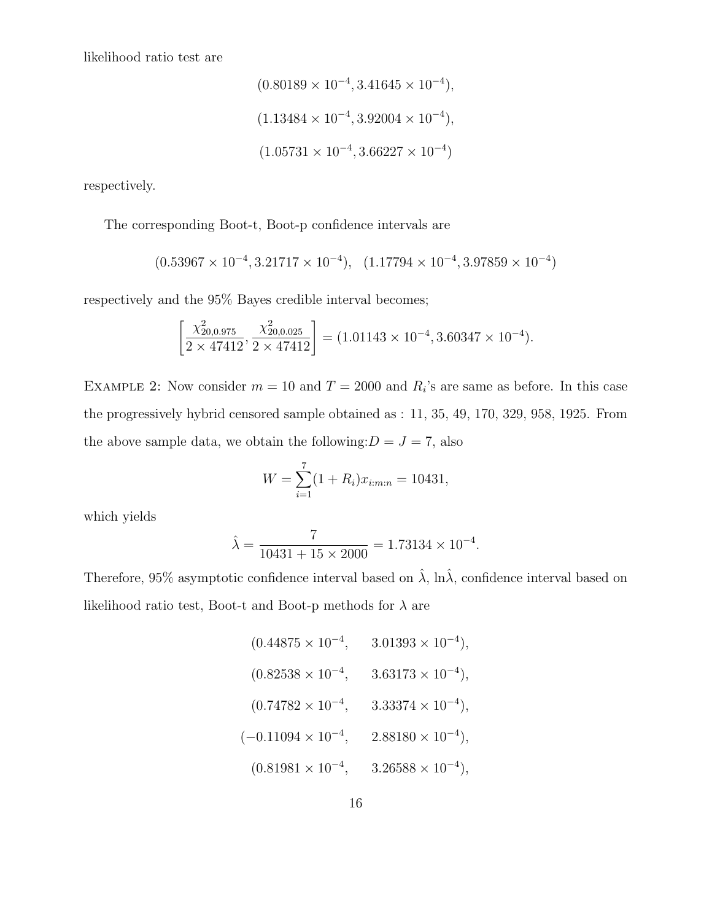likelihood ratio test are

$$(0.80189 \times 10^{-4}, 3.41645 \times 10^{-4}),$$

$$(1.13484 \times 10^{-4}, 3.92004 \times 10^{-4}),$$

$$(1.05731 \times 10^{-4}, 3.66227 \times 10^{-4})$$

respectively.

The corresponding Boot-t, Boot-p confidence intervals are

$$(0.53967 \times 10^{-4}, 3.21717 \times 10^{-4}), \quad (1.17794 \times 10^{-4}, 3.97859 \times 10^{-4})$$

respectively and the 95% Bayes credible interval becomes;

$$\left[\frac{\chi^2_{20,0.975}}{2 \times 47412}, \frac{\chi^2_{20,0.025}}{2 \times 47412}\right] = (1.01143 \times 10^{-4}, 3.60347 \times 10^{-4}).$$

EXAMPLE 2: Now consider $m = 10$ and $T = 2000$ and $R_i$'s are same as before. In this case the progressively hybrid censored sample obtained as : 11, 35, 49, 170, 329, 958, 1925. From the above sample data, we obtain the following: $D = J = 7$, also

$$W = \sum_{i=1}^{7}(1 + R_i)x_{i:m:n} = 10431,$$

which yields

$$\hat{\lambda} = \frac{7}{10431 + 15 \times 2000} = 1.73134 \times 10^{-4}.$$

Therefore, 95% asymptotic confidence interval based on $\hat{\lambda}$, $\ln\hat{\lambda}$, confidence interval based on likelihood ratio test, Boot-t and Boot-p methods for $\lambda$ are

$$(0.44875 \times 10^{-4}, \quad 3.01393 \times 10^{-4}),$$

$$(0.82538 \times 10^{-4}, \quad 3.63173 \times 10^{-4}),$$

$$(0.74782 \times 10^{-4}, \quad 3.33374 \times 10^{-4}),$$

$$(-0.11094 \times 10^{-4}, \quad 2.88180 \times 10^{-4}),$$

$$(0.81981 \times 10^{-4}, \quad 3.26588 \times 10^{-4}),$$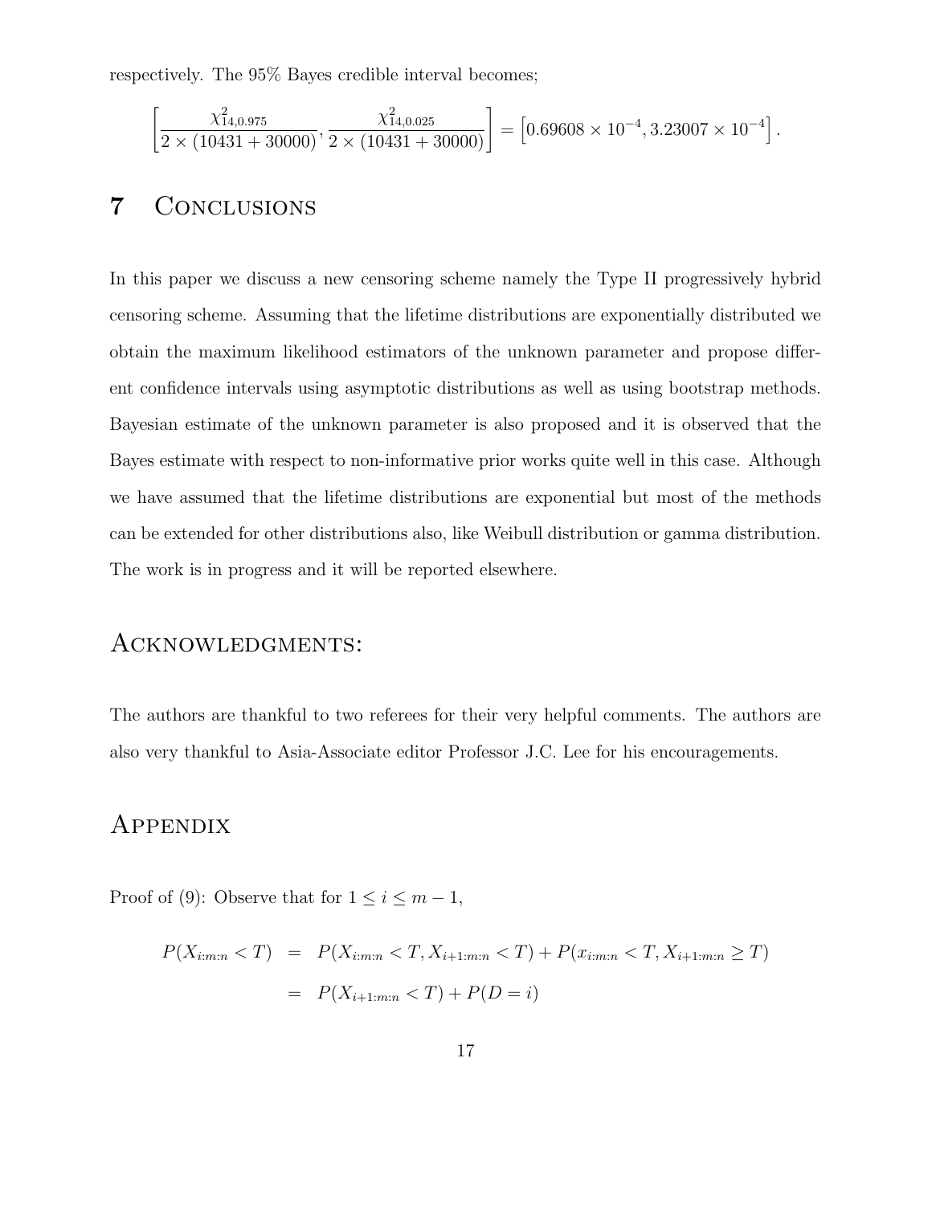respectively. The 95% Bayes credible interval becomes;

$$\left[\frac{\chi^2_{14,0.975}}{2 \times (10431 + 30000)}, \frac{\chi^2_{14,0.025}}{2 \times (10431 + 30000)}\right] = \left[0.69608 \times 10^{-4}, 3.23007 \times 10^{-4}\right].$$

# 7 Conclusions

In this paper we discuss a new censoring scheme namely the Type II progressively hybrid censoring scheme. Assuming that the lifetime distributions are exponentially distributed we obtain the maximum likelihood estimators of the unknown parameter and propose different confidence intervals using asymptotic distributions as well as using bootstrap methods. Bayesian estimate of the unknown parameter is also proposed and it is observed that the Bayes estimate with respect to non-informative prior works quite well in this case. Although we have assumed that the lifetime distributions are exponential but most of the methods can be extended for other distributions also, like Weibull distribution or gamma distribution. The work is in progress and it will be reported elsewhere.

# Acknowledgments:

The authors are thankful to two referees for their very helpful comments. The authors are also very thankful to Asia-Associate editor Professor J.C. Lee for his encouragements.

# Appendix

Proof of (9): Observe that for $1 \leq i \leq m-1$,

$$\begin{aligned} P(X_{i:m:n} < T) &= P(X_{i:m:n} < T, X_{i+1:m:n} < T) + P(x_{i:m:n} < T, X_{i+1:m:n} \geq T) \\ &= P(X_{i+1:m:n} < T) + P(D = i) \end{aligned}$$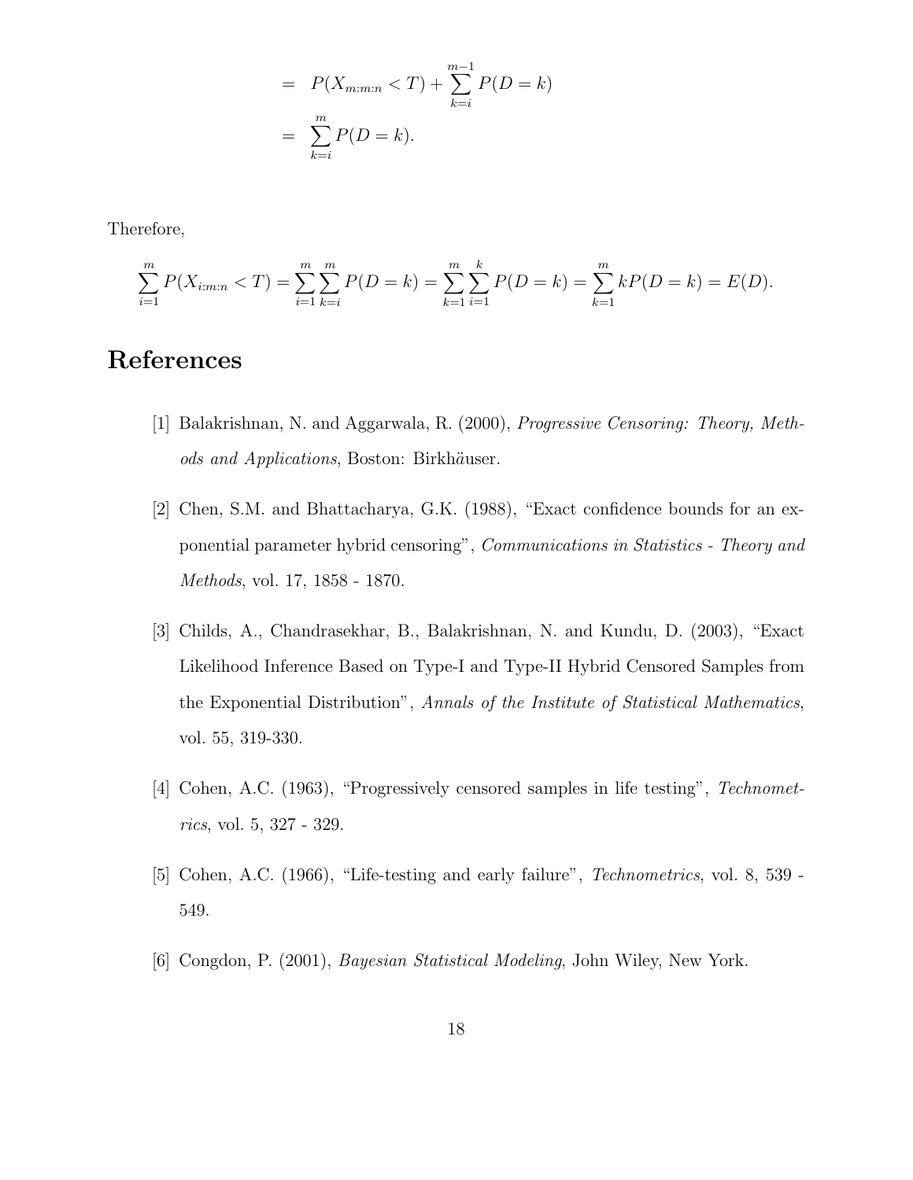$$
\begin{aligned}
&= P(X_{m:m:n} < T) + \sum_{k=i}^{m-1} P(D = k) \\
&= \sum_{k=i}^{m} P(D = k).
\end{aligned}
$$

Therefore,

$$
\sum_{i=1}^{m} P(X_{i:m:n} < T) = \sum_{i=1}^{m} \sum_{k=i}^{m} P(D = k) = \sum_{k=1}^{m} \sum_{i=1}^{k} P(D = k) = \sum_{k=1}^{m} k P(D = k) = E(D).
$$

# References

[1] Balakrishnan, N. and Aggarwala, R. (2000), *Progressive Censoring: Theory, Methods and Applications*, Boston: Birkhäuser.

[2] Chen, S.M. and Bhattacharya, G.K. (1988), "Exact confidence bounds for an exponential parameter hybrid censoring", *Communications in Statistics - Theory and Methods*, vol. 17, 1858 - 1870.

[3] Childs, A., Chandrasekhar, B., Balakrishnan, N. and Kundu, D. (2003), "Exact Likelihood Inference Based on Type-I and Type-II Hybrid Censored Samples from the Exponential Distribution", *Annals of the Institute of Statistical Mathematics*, vol. 55, 319-330.

[4] Cohen, A.C. (1963), "Progressively censored samples in life testing", *Technometrics*, vol. 5, 327 - 329.

[5] Cohen, A.C. (1966), "Life-testing and early failure", *Technometrics*, vol. 8, 539 - 549.

[6] Congdon, P. (2001), *Bayesian Statistical Modeling*, John Wiley, New York.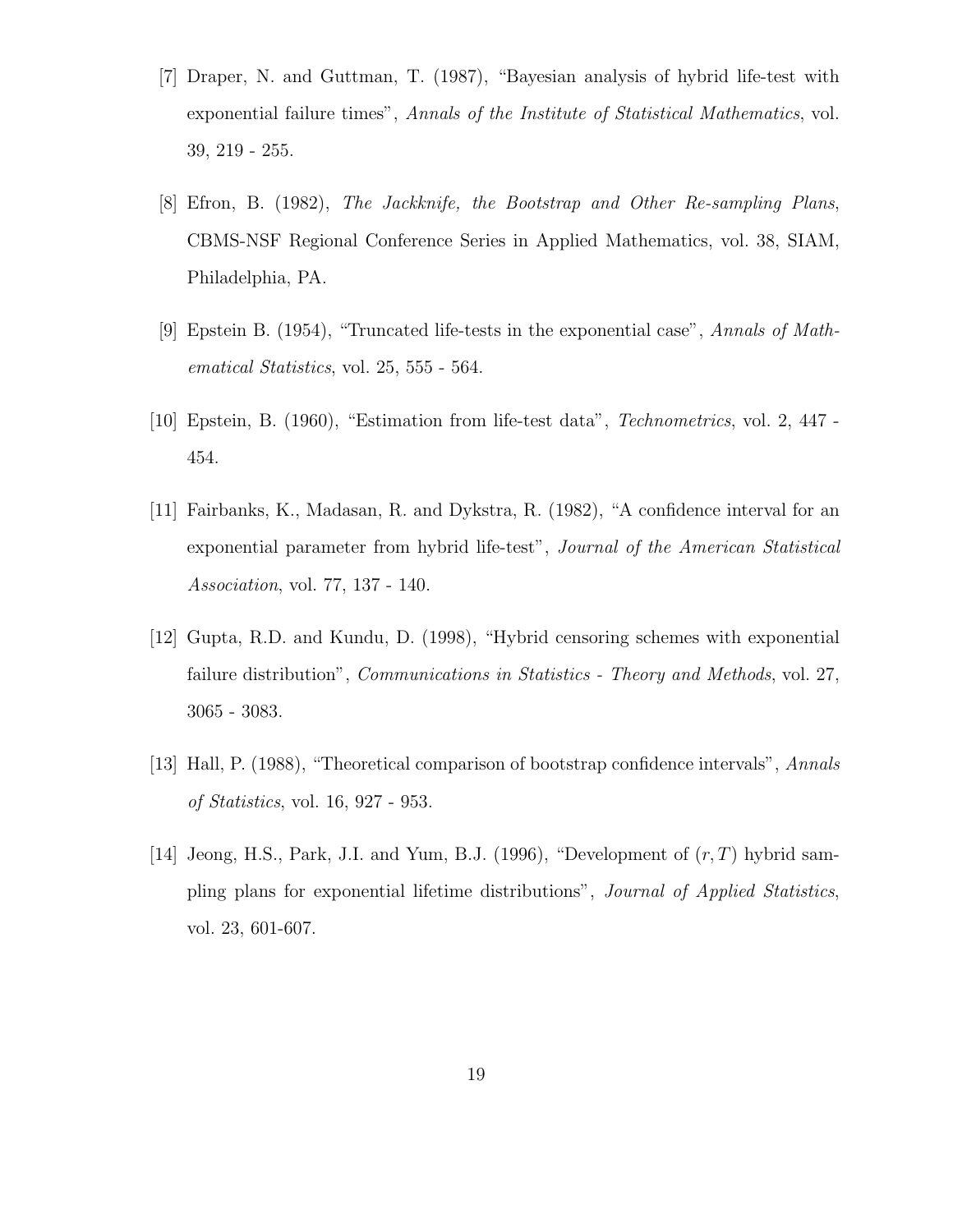[7] Draper, N. and Guttman, T. (1987), "Bayesian analysis of hybrid life-test with exponential failure times", *Annals of the Institute of Statistical Mathematics*, vol. 39, 219 - 255.

[8] Efron, B. (1982), *The Jackknife, the Bootstrap and Other Re-sampling Plans*, CBMS-NSF Regional Conference Series in Applied Mathematics, vol. 38, SIAM, Philadelphia, PA.

[9] Epstein B. (1954), "Truncated life-tests in the exponential case", *Annals of Mathematical Statistics*, vol. 25, 555 - 564.

[10] Epstein, B. (1960), "Estimation from life-test data", *Technometrics*, vol. 2, 447 - 454.

[11] Fairbanks, K., Madasan, R. and Dykstra, R. (1982), "A confidence interval for an exponential parameter from hybrid life-test", *Journal of the American Statistical Association*, vol. 77, 137 - 140.

[12] Gupta, R.D. and Kundu, D. (1998), "Hybrid censoring schemes with exponential failure distribution", *Communications in Statistics - Theory and Methods*, vol. 27, 3065 - 3083.

[13] Hall, P. (1988), "Theoretical comparison of bootstrap confidence intervals", *Annals of Statistics*, vol. 16, 927 - 953.

[14] Jeong, H.S., Park, J.I. and Yum, B.J. (1996), "Development of $(r, T)$ hybrid sampling plans for exponential lifetime distributions", *Journal of Applied Statistics*, vol. 23, 601-607.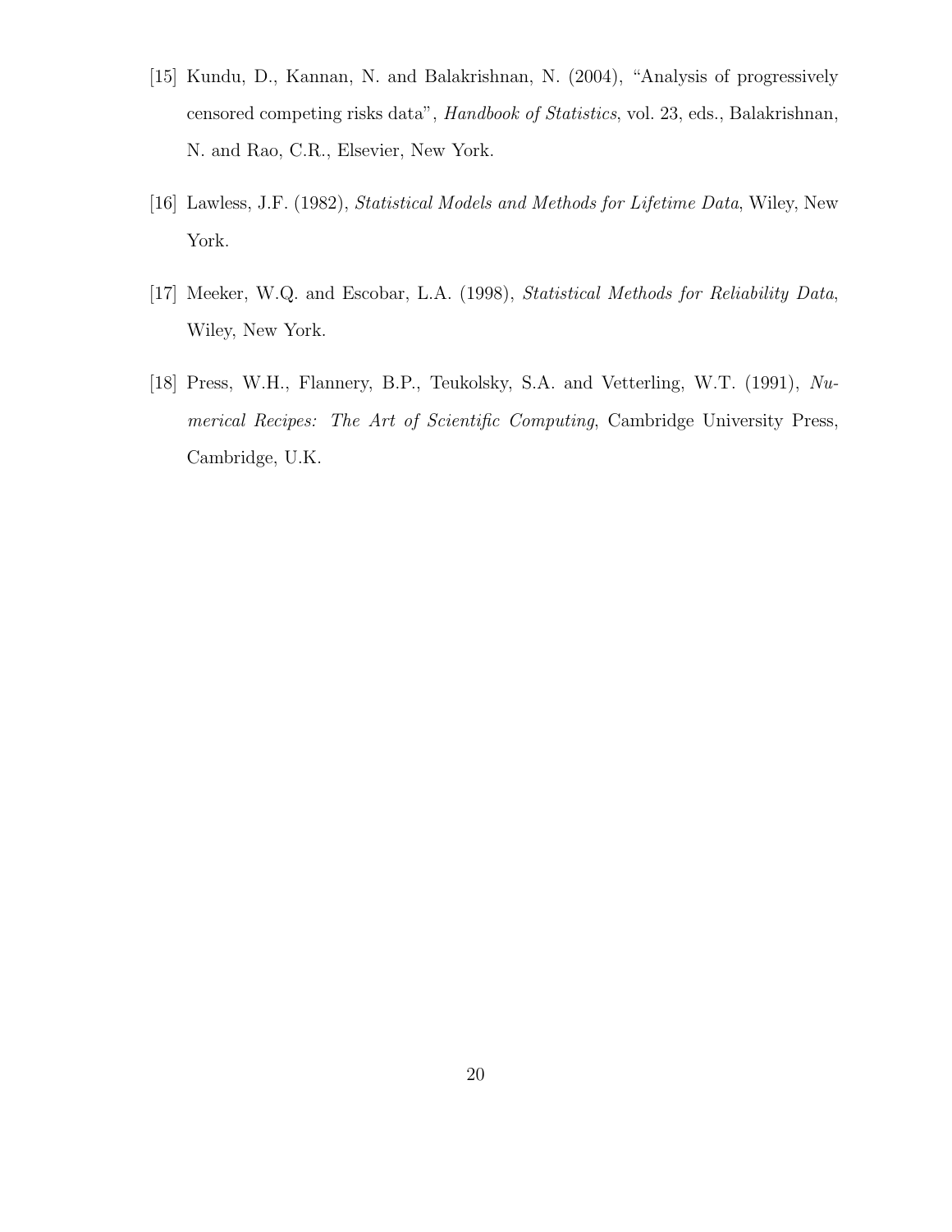[15] Kundu, D., Kannan, N. and Balakrishnan, N. (2004), "Analysis of progressively censored competing risks data", *Handbook of Statistics*, vol. 23, eds., Balakrishnan, N. and Rao, C.R., Elsevier, New York.

[16] Lawless, J.F. (1982), *Statistical Models and Methods for Lifetime Data*, Wiley, New York.

[17] Meeker, W.Q. and Escobar, L.A. (1998), *Statistical Methods for Reliability Data*, Wiley, New York.

[18] Press, W.H., Flannery, B.P., Teukolsky, S.A. and Vetterling, W.T. (1991), *Numerical Recipes: The Art of Scientific Computing*, Cambridge University Press, Cambridge, U.K.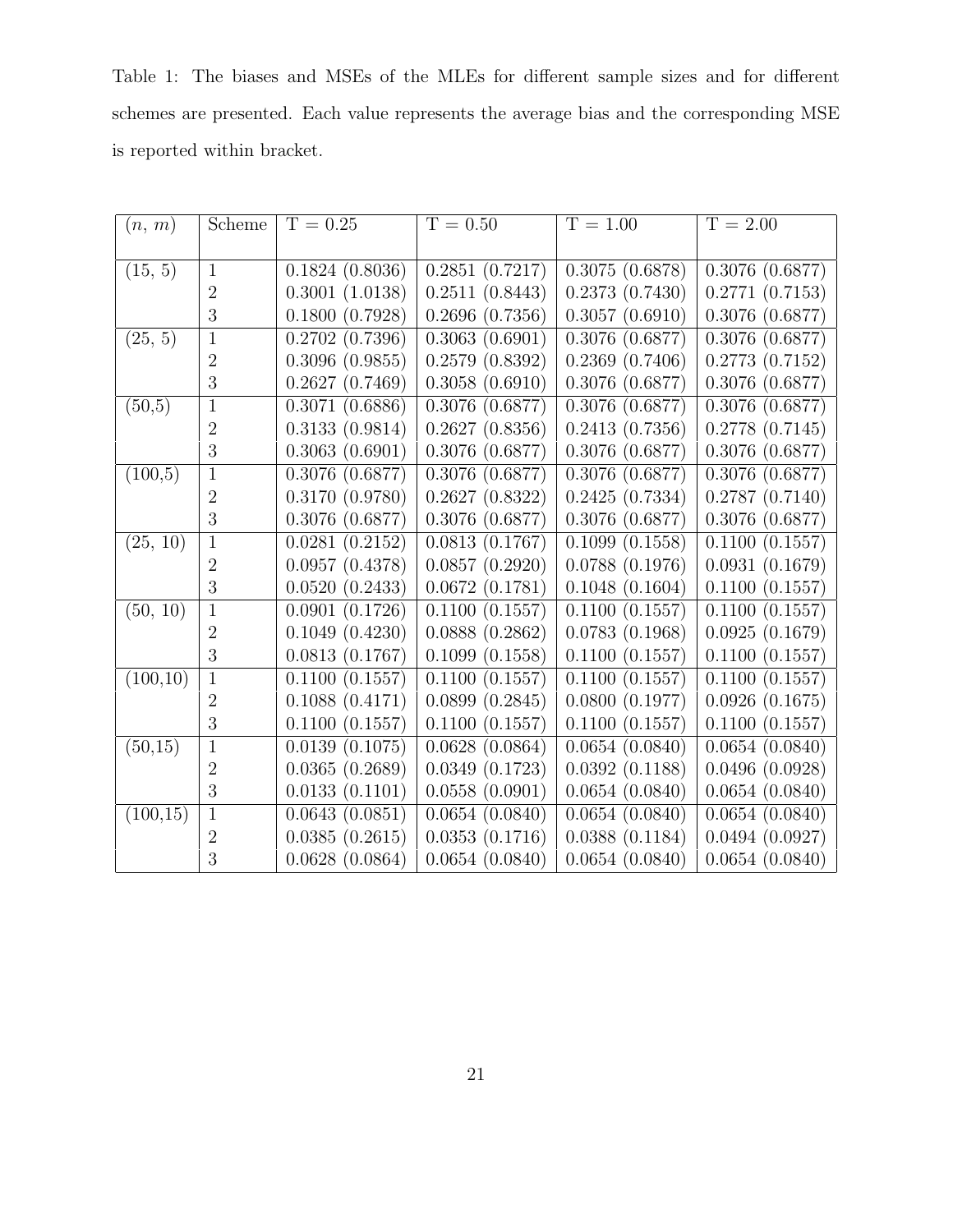Table 1: The biases and MSEs of the MLEs for different sample sizes and for different schemes are presented. Each value represents the average bias and the corresponding MSE is reported within bracket.

| $(n, m)$ | Scheme | T = 0.25 | T = 0.50 | T = 1.00 | T = 2.00 |
|---|---|---|---|---|---|
| (15, 5) | 1 | 0.1824 (0.8036) | 0.2851 (0.7217) | 0.3075 (0.6878) | 0.3076 (0.6877) |
| | 2 | 0.3001 (1.0138) | 0.2511 (0.8443) | 0.2373 (0.7430) | 0.2771 (0.7153) |
| | 3 | 0.1800 (0.7928) | 0.2696 (0.7356) | 0.3057 (0.6910) | 0.3076 (0.6877) |
| (25, 5) | 1 | 0.2702 (0.7396) | 0.3063 (0.6901) | 0.3076 (0.6877) | 0.3076 (0.6877) |
| | 2 | 0.3096 (0.9855) | 0.2579 (0.8392) | 0.2369 (0.7406) | 0.2773 (0.7152) |
| | 3 | 0.2627 (0.7469) | 0.3058 (0.6910) | 0.3076 (0.6877) | 0.3076 (0.6877) |
| (50,5) | 1 | 0.3071 (0.6886) | 0.3076 (0.6877) | 0.3076 (0.6877) | 0.3076 (0.6877) |
| | 2 | 0.3133 (0.9814) | 0.2627 (0.8356) | 0.2413 (0.7356) | 0.2778 (0.7145) |
| | 3 | 0.3063 (0.6901) | 0.3076 (0.6877) | 0.3076 (0.6877) | 0.3076 (0.6877) |
| (100,5) | 1 | 0.3076 (0.6877) | 0.3076 (0.6877) | 0.3076 (0.6877) | 0.3076 (0.6877) |
| | 2 | 0.3170 (0.9780) | 0.2627 (0.8322) | 0.2425 (0.7334) | 0.2787 (0.7140) |
| | 3 | 0.3076 (0.6877) | 0.3076 (0.6877) | 0.3076 (0.6877) | 0.3076 (0.6877) |
| (25, 10) | 1 | 0.0281 (0.2152) | 0.0813 (0.1767) | 0.1099 (0.1558) | 0.1100 (0.1557) |
| | 2 | 0.0957 (0.4378) | 0.0857 (0.2920) | 0.0788 (0.1976) | 0.0931 (0.1679) |
| | 3 | 0.0520 (0.2433) | 0.0672 (0.1781) | 0.1048 (0.1604) | 0.1100 (0.1557) |
| (50, 10) | 1 | 0.0901 (0.1726) | 0.1100 (0.1557) | 0.1100 (0.1557) | 0.1100 (0.1557) |
| | 2 | 0.1049 (0.4230) | 0.0888 (0.2862) | 0.0783 (0.1968) | 0.0925 (0.1679) |
| | 3 | 0.0813 (0.1767) | 0.1099 (0.1558) | 0.1100 (0.1557) | 0.1100 (0.1557) |
| (100,10) | 1 | 0.1100 (0.1557) | 0.1100 (0.1557) | 0.1100 (0.1557) | 0.1100 (0.1557) |
| | 2 | 0.1088 (0.4171) | 0.0899 (0.2845) | 0.0800 (0.1977) | 0.0926 (0.1675) |
| | 3 | 0.1100 (0.1557) | 0.1100 (0.1557) | 0.1100 (0.1557) | 0.1100 (0.1557) |
| (50,15) | 1 | 0.0139 (0.1075) | 0.0628 (0.0864) | 0.0654 (0.0840) | 0.0654 (0.0840) |
| | 2 | 0.0365 (0.2689) | 0.0349 (0.1723) | 0.0392 (0.1188) | 0.0496 (0.0928) |
| | 3 | 0.0133 (0.1101) | 0.0558 (0.0901) | 0.0654 (0.0840) | 0.0654 (0.0840) |
| (100,15) | 1 | 0.0643 (0.0851) | 0.0654 (0.0840) | 0.0654 (0.0840) | 0.0654 (0.0840) |
| | 2 | 0.0385 (0.2615) | 0.0353 (0.1716) | 0.0388 (0.1184) | 0.0494 (0.0927) |
| | 3 | 0.0628 (0.0864) | 0.0654 (0.0840) | 0.0654 (0.0840) | 0.0654 (0.0840) |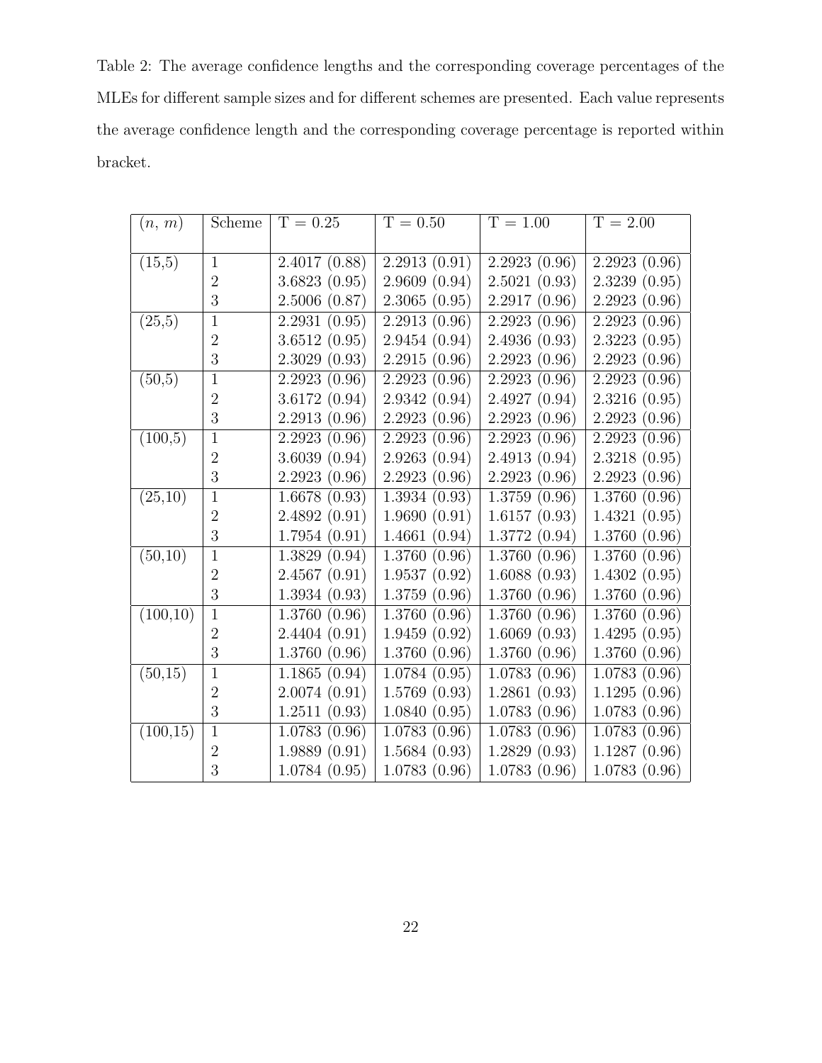Table 2: The average confidence lengths and the corresponding coverage percentages of the MLEs for different sample sizes and for different schemes are presented. Each value represents the average confidence length and the corresponding coverage percentage is reported within bracket.

| $(n, m)$ | Scheme | T = 0.25 | T = 0.50 | T = 1.00 | T = 2.00 |
|---|---|---|---|---|---|
| (15,5) | 1 | 2.4017 (0.88) | 2.2913 (0.91) | 2.2923 (0.96) | 2.2923 (0.96) |
| | 2 | 3.6823 (0.95) | 2.9609 (0.94) | 2.5021 (0.93) | 2.3239 (0.95) |
| | 3 | 2.5006 (0.87) | 2.3065 (0.95) | 2.2917 (0.96) | 2.2923 (0.96) |
| (25,5) | 1 | 2.2931 (0.95) | 2.2913 (0.96) | 2.2923 (0.96) | 2.2923 (0.96) |
| | 2 | 3.6512 (0.95) | 2.9454 (0.94) | 2.4936 (0.93) | 2.3223 (0.95) |
| | 3 | 2.3029 (0.93) | 2.2915 (0.96) | 2.2923 (0.96) | 2.2923 (0.96) |
| (50,5) | 1 | 2.2923 (0.96) | 2.2923 (0.96) | 2.2923 (0.96) | 2.2923 (0.96) |
| | 2 | 3.6172 (0.94) | 2.9342 (0.94) | 2.4927 (0.94) | 2.3216 (0.95) |
| | 3 | 2.2913 (0.96) | 2.2923 (0.96) | 2.2923 (0.96) | 2.2923 (0.96) |
| (100,5) | 1 | 2.2923 (0.96) | 2.2923 (0.96) | 2.2923 (0.96) | 2.2923 (0.96) |
| | 2 | 3.6039 (0.94) | 2.9263 (0.94) | 2.4913 (0.94) | 2.3218 (0.95) |
| | 3 | 2.2923 (0.96) | 2.2923 (0.96) | 2.2923 (0.96) | 2.2923 (0.96) |
| (25,10) | 1 | 1.6678 (0.93) | 1.3934 (0.93) | 1.3759 (0.96) | 1.3760 (0.96) |
| | 2 | 2.4892 (0.91) | 1.9690 (0.91) | 1.6157 (0.93) | 1.4321 (0.95) |
| | 3 | 1.7954 (0.91) | 1.4661 (0.94) | 1.3772 (0.94) | 1.3760 (0.96) |
| (50,10) | 1 | 1.3829 (0.94) | 1.3760 (0.96) | 1.3760 (0.96) | 1.3760 (0.96) |
| | 2 | 2.4567 (0.91) | 1.9537 (0.92) | 1.6088 (0.93) | 1.4302 (0.95) |
| | 3 | 1.3934 (0.93) | 1.3759 (0.96) | 1.3760 (0.96) | 1.3760 (0.96) |
| (100,10) | 1 | 1.3760 (0.96) | 1.3760 (0.96) | 1.3760 (0.96) | 1.3760 (0.96) |
| | 2 | 2.4404 (0.91) | 1.9459 (0.92) | 1.6069 (0.93) | 1.4295 (0.95) |
| | 3 | 1.3760 (0.96) | 1.3760 (0.96) | 1.3760 (0.96) | 1.3760 (0.96) |
| (50,15) | 1 | 1.1865 (0.94) | 1.0784 (0.95) | 1.0783 (0.96) | 1.0783 (0.96) |
| | 2 | 2.0074 (0.91) | 1.5769 (0.93) | 1.2861 (0.93) | 1.1295 (0.96) |
| | 3 | 1.2511 (0.93) | 1.0840 (0.95) | 1.0783 (0.96) | 1.0783 (0.96) |
| (100,15) | 1 | 1.0783 (0.96) | 1.0783 (0.96) | 1.0783 (0.96) | 1.0783 (0.96) |
| | 2 | 1.9889 (0.91) | 1.5684 (0.93) | 1.2829 (0.93) | 1.1287 (0.96) |
| | 3 | 1.0784 (0.95) | 1.0783 (0.96) | 1.0783 (0.96) | 1.0783 (0.96) |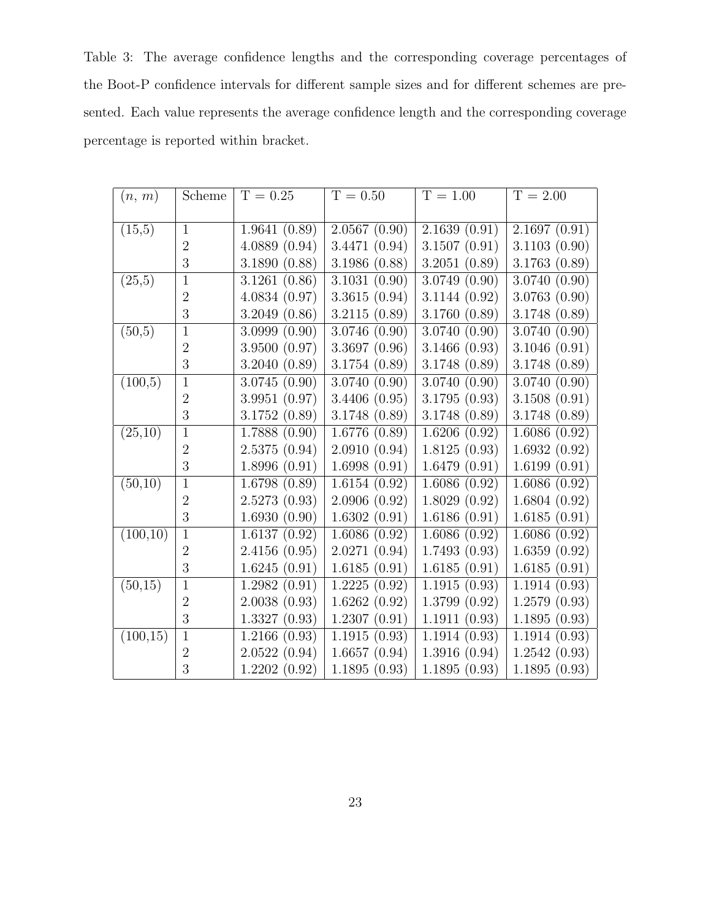Table 3: The average confidence lengths and the corresponding coverage percentages of the Boot-P confidence intervals for different sample sizes and for different schemes are presented. Each value represents the average confidence length and the corresponding coverage percentage is reported within bracket.

| $(n,\ m)$ | Scheme | T = 0.25 | T = 0.50 | T = 1.00 | T = 2.00 |
|---|---|---|---|---|---|
| (15,5) | 1 | 1.9641 (0.89) | 2.0567 (0.90) | 2.1639 (0.91) | 2.1697 (0.91) |
| | 2 | 4.0889 (0.94) | 3.4471 (0.94) | 3.1507 (0.91) | 3.1103 (0.90) |
| | 3 | 3.1890 (0.88) | 3.1986 (0.88) | 3.2051 (0.89) | 3.1763 (0.89) |
| (25,5) | 1 | 3.1261 (0.86) | 3.1031 (0.90) | 3.0749 (0.90) | 3.0740 (0.90) |
| | 2 | 4.0834 (0.97) | 3.3615 (0.94) | 3.1144 (0.92) | 3.0763 (0.90) |
| | 3 | 3.2049 (0.86) | 3.2115 (0.89) | 3.1760 (0.89) | 3.1748 (0.89) |
| (50,5) | 1 | 3.0999 (0.90) | 3.0746 (0.90) | 3.0740 (0.90) | 3.0740 (0.90) |
| | 2 | 3.9500 (0.97) | 3.3697 (0.96) | 3.1466 (0.93) | 3.1046 (0.91) |
| | 3 | 3.2040 (0.89) | 3.1754 (0.89) | 3.1748 (0.89) | 3.1748 (0.89) |
| (100,5) | 1 | 3.0745 (0.90) | 3.0740 (0.90) | 3.0740 (0.90) | 3.0740 (0.90) |
| | 2 | 3.9951 (0.97) | 3.4406 (0.95) | 3.1795 (0.93) | 3.1508 (0.91) |
| | 3 | 3.1752 (0.89) | 3.1748 (0.89) | 3.1748 (0.89) | 3.1748 (0.89) |
| (25,10) | 1 | 1.7888 (0.90) | 1.6776 (0.89) | 1.6206 (0.92) | 1.6086 (0.92) |
| | 2 | 2.5375 (0.94) | 2.0910 (0.94) | 1.8125 (0.93) | 1.6932 (0.92) |
| | 3 | 1.8996 (0.91) | 1.6998 (0.91) | 1.6479 (0.91) | 1.6199 (0.91) |
| (50,10) | 1 | 1.6798 (0.89) | 1.6154 (0.92) | 1.6086 (0.92) | 1.6086 (0.92) |
| | 2 | 2.5273 (0.93) | 2.0906 (0.92) | 1.8029 (0.92) | 1.6804 (0.92) |
| | 3 | 1.6930 (0.90) | 1.6302 (0.91) | 1.6186 (0.91) | 1.6185 (0.91) |
| (100,10) | 1 | 1.6137 (0.92) | 1.6086 (0.92) | 1.6086 (0.92) | 1.6086 (0.92) |
| | 2 | 2.4156 (0.95) | 2.0271 (0.94) | 1.7493 (0.93) | 1.6359 (0.92) |
| | 3 | 1.6245 (0.91) | 1.6185 (0.91) | 1.6185 (0.91) | 1.6185 (0.91) |
| (50,15) | 1 | 1.2982 (0.91) | 1.2225 (0.92) | 1.1915 (0.93) | 1.1914 (0.93) |
| | 2 | 2.0038 (0.93) | 1.6262 (0.92) | 1.3799 (0.92) | 1.2579 (0.93) |
| | 3 | 1.3327 (0.93) | 1.2307 (0.91) | 1.1911 (0.93) | 1.1895 (0.93) |
| (100,15) | 1 | 1.2166 (0.93) | 1.1915 (0.93) | 1.1914 (0.93) | 1.1914 (0.93) |
| | 2 | 2.0522 (0.94) | 1.6657 (0.94) | 1.3916 (0.94) | 1.2542 (0.93) |
| | 3 | 1.2202 (0.92) | 1.1895 (0.93) | 1.1895 (0.93) | 1.1895 (0.93) |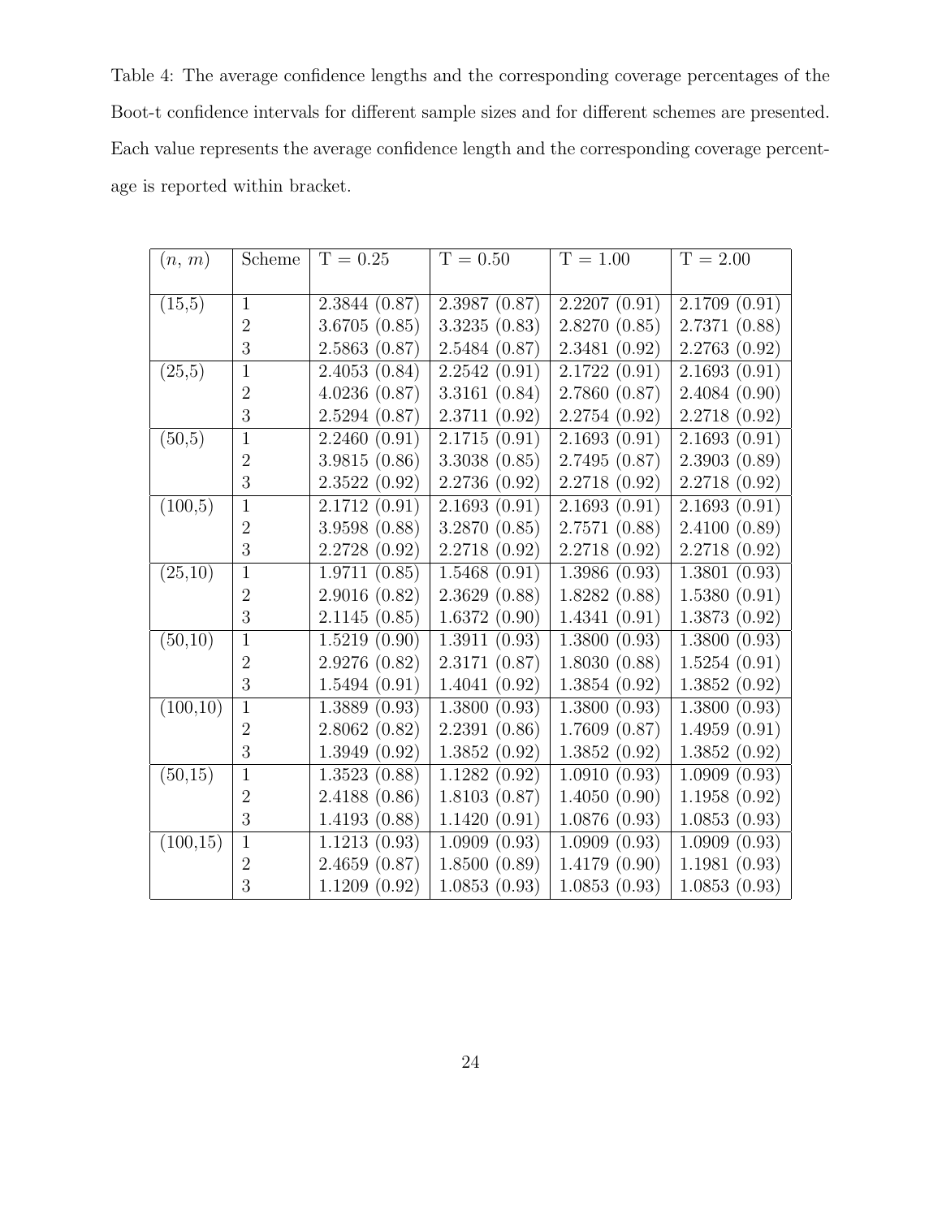Table 4: The average confidence lengths and the corresponding coverage percentages of the Boot-t confidence intervals for different sample sizes and for different schemes are presented. Each value represents the average confidence length and the corresponding coverage percentage is reported within bracket.

| $(n,\ m)$ | Scheme | T = 0.25 | T = 0.50 | T = 1.00 | T = 2.00 |
|---|---|---|---|---|---|
| (15,5) | 1 | 2.3844 (0.87) | 2.3987 (0.87) | 2.2207 (0.91) | 2.1709 (0.91) |
| | 2 | 3.6705 (0.85) | 3.3235 (0.83) | 2.8270 (0.85) | 2.7371 (0.88) |
| | 3 | 2.5863 (0.87) | 2.5484 (0.87) | 2.3481 (0.92) | 2.2763 (0.92) |
| (25,5) | 1 | 2.4053 (0.84) | 2.2542 (0.91) | 2.1722 (0.91) | 2.1693 (0.91) |
| | 2 | 4.0236 (0.87) | 3.3161 (0.84) | 2.7860 (0.87) | 2.4084 (0.90) |
| | 3 | 2.5294 (0.87) | 2.3711 (0.92) | 2.2754 (0.92) | 2.2718 (0.92) |
| (50,5) | 1 | 2.2460 (0.91) | 2.1715 (0.91) | 2.1693 (0.91) | 2.1693 (0.91) |
| | 2 | 3.9815 (0.86) | 3.3038 (0.85) | 2.7495 (0.87) | 2.3903 (0.89) |
| | 3 | 2.3522 (0.92) | 2.2736 (0.92) | 2.2718 (0.92) | 2.2718 (0.92) |
| (100,5) | 1 | 2.1712 (0.91) | 2.1693 (0.91) | 2.1693 (0.91) | 2.1693 (0.91) |
| | 2 | 3.9598 (0.88) | 3.2870 (0.85) | 2.7571 (0.88) | 2.4100 (0.89) |
| | 3 | 2.2728 (0.92) | 2.2718 (0.92) | 2.2718 (0.92) | 2.2718 (0.92) |
| (25,10) | 1 | 1.9711 (0.85) | 1.5468 (0.91) | 1.3986 (0.93) | 1.3801 (0.93) |
| | 2 | 2.9016 (0.82) | 2.3629 (0.88) | 1.8282 (0.88) | 1.5380 (0.91) |
| | 3 | 2.1145 (0.85) | 1.6372 (0.90) | 1.4341 (0.91) | 1.3873 (0.92) |
| (50,10) | 1 | 1.5219 (0.90) | 1.3911 (0.93) | 1.3800 (0.93) | 1.3800 (0.93) |
| | 2 | 2.9276 (0.82) | 2.3171 (0.87) | 1.8030 (0.88) | 1.5254 (0.91) |
| | 3 | 1.5494 (0.91) | 1.4041 (0.92) | 1.3854 (0.92) | 1.3852 (0.92) |
| (100,10) | 1 | 1.3889 (0.93) | 1.3800 (0.93) | 1.3800 (0.93) | 1.3800 (0.93) |
| | 2 | 2.8062 (0.82) | 2.2391 (0.86) | 1.7609 (0.87) | 1.4959 (0.91) |
| | 3 | 1.3949 (0.92) | 1.3852 (0.92) | 1.3852 (0.92) | 1.3852 (0.92) |
| (50,15) | 1 | 1.3523 (0.88) | 1.1282 (0.92) | 1.0910 (0.93) | 1.0909 (0.93) |
| | 2 | 2.4188 (0.86) | 1.8103 (0.87) | 1.4050 (0.90) | 1.1958 (0.92) |
| | 3 | 1.4193 (0.88) | 1.1420 (0.91) | 1.0876 (0.93) | 1.0853 (0.93) |
| (100,15) | 1 | 1.1213 (0.93) | 1.0909 (0.93) | 1.0909 (0.93) | 1.0909 (0.93) |
| | 2 | 2.4659 (0.87) | 1.8500 (0.89) | 1.4179 (0.90) | 1.1981 (0.93) |
| | 3 | 1.1209 (0.92) | 1.0853 (0.93) | 1.0853 (0.93) | 1.0853 (0.93) |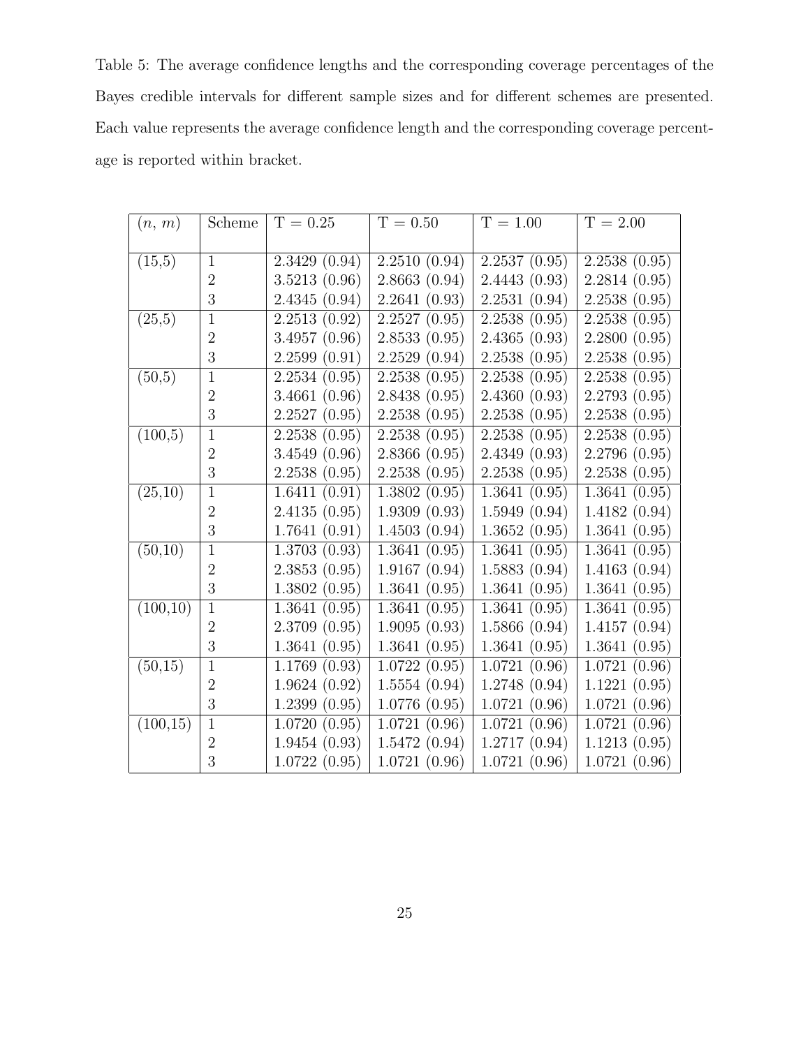Table 5: The average confidence lengths and the corresponding coverage percentages of the Bayes credible intervals for different sample sizes and for different schemes are presented. Each value represents the average confidence length and the corresponding coverage percentage is reported within bracket.

| $(n,\ m)$ | Scheme | T = 0.25 | T = 0.50 | T = 1.00 | T = 2.00 |
|---|---|---|---|---|---|
| (15,5) | 1 | 2.3429 (0.94) | 2.2510 (0.94) | 2.2537 (0.95) | 2.2538 (0.95) |
| | 2 | 3.5213 (0.96) | 2.8663 (0.94) | 2.4443 (0.93) | 2.2814 (0.95) |
| | 3 | 2.4345 (0.94) | 2.2641 (0.93) | 2.2531 (0.94) | 2.2538 (0.95) |
| (25,5) | 1 | 2.2513 (0.92) | 2.2527 (0.95) | 2.2538 (0.95) | 2.2538 (0.95) |
| | 2 | 3.4957 (0.96) | 2.8533 (0.95) | 2.4365 (0.93) | 2.2800 (0.95) |
| | 3 | 2.2599 (0.91) | 2.2529 (0.94) | 2.2538 (0.95) | 2.2538 (0.95) |
| (50,5) | 1 | 2.2534 (0.95) | 2.2538 (0.95) | 2.2538 (0.95) | 2.2538 (0.95) |
| | 2 | 3.4661 (0.96) | 2.8438 (0.95) | 2.4360 (0.93) | 2.2793 (0.95) |
| | 3 | 2.2527 (0.95) | 2.2538 (0.95) | 2.2538 (0.95) | 2.2538 (0.95) |
| (100,5) | 1 | 2.2538 (0.95) | 2.2538 (0.95) | 2.2538 (0.95) | 2.2538 (0.95) |
| | 2 | 3.4549 (0.96) | 2.8366 (0.95) | 2.4349 (0.93) | 2.2796 (0.95) |
| | 3 | 2.2538 (0.95) | 2.2538 (0.95) | 2.2538 (0.95) | 2.2538 (0.95) |
| (25,10) | 1 | 1.6411 (0.91) | 1.3802 (0.95) | 1.3641 (0.95) | 1.3641 (0.95) |
| | 2 | 2.4135 (0.95) | 1.9309 (0.93) | 1.5949 (0.94) | 1.4182 (0.94) |
| | 3 | 1.7641 (0.91) | 1.4503 (0.94) | 1.3652 (0.95) | 1.3641 (0.95) |
| (50,10) | 1 | 1.3703 (0.93) | 1.3641 (0.95) | 1.3641 (0.95) | 1.3641 (0.95) |
| | 2 | 2.3853 (0.95) | 1.9167 (0.94) | 1.5883 (0.94) | 1.4163 (0.94) |
| | 3 | 1.3802 (0.95) | 1.3641 (0.95) | 1.3641 (0.95) | 1.3641 (0.95) |
| (100,10) | 1 | 1.3641 (0.95) | 1.3641 (0.95) | 1.3641 (0.95) | 1.3641 (0.95) |
| | 2 | 2.3709 (0.95) | 1.9095 (0.93) | 1.5866 (0.94) | 1.4157 (0.94) |
| | 3 | 1.3641 (0.95) | 1.3641 (0.95) | 1.3641 (0.95) | 1.3641 (0.95) |
| (50,15) | 1 | 1.1769 (0.93) | 1.0722 (0.95) | 1.0721 (0.96) | 1.0721 (0.96) |
| | 2 | 1.9624 (0.92) | 1.5554 (0.94) | 1.2748 (0.94) | 1.1221 (0.95) |
| | 3 | 1.2399 (0.95) | 1.0776 (0.95) | 1.0721 (0.96) | 1.0721 (0.96) |
| (100,15) | 1 | 1.0720 (0.95) | 1.0721 (0.96) | 1.0721 (0.96) | 1.0721 (0.96) |
| | 2 | 1.9454 (0.93) | 1.5472 (0.94) | 1.2717 (0.94) | 1.1213 (0.95) |
| | 3 | 1.0722 (0.95) | 1.0721 (0.96) | 1.0721 (0.96) | 1.0721 (0.96) |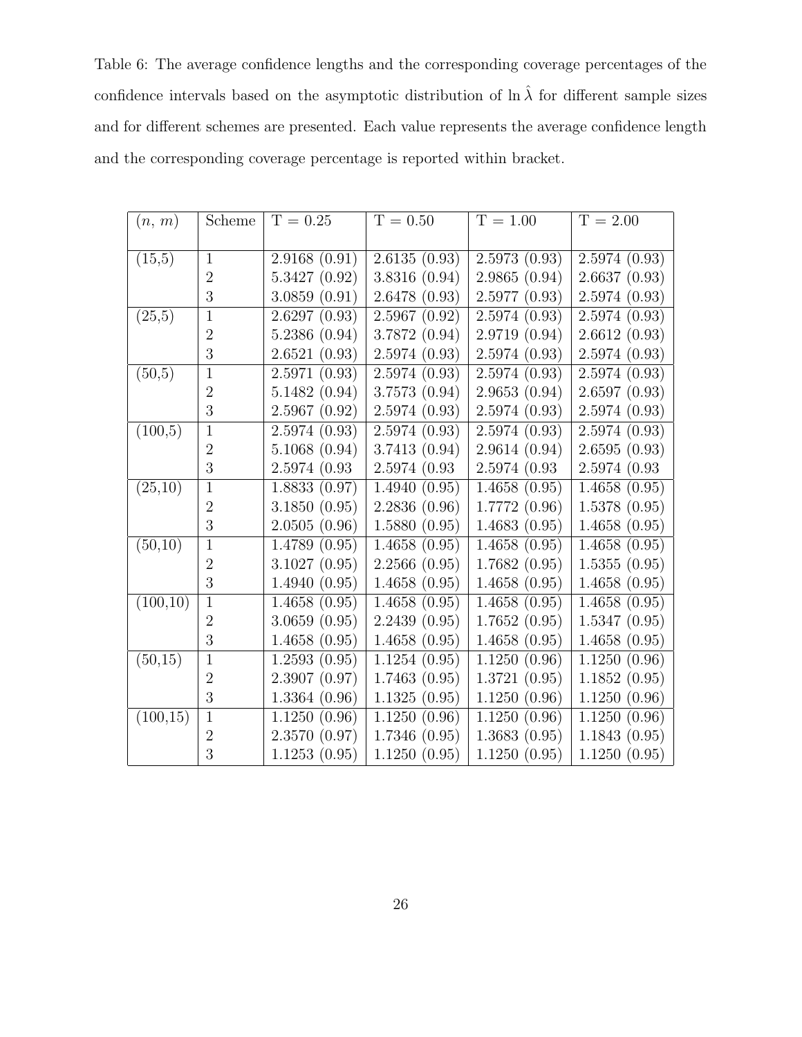Table 6: The average confidence lengths and the corresponding coverage percentages of the confidence intervals based on the asymptotic distribution of $\ln \hat{\lambda}$ for different sample sizes and for different schemes are presented. Each value represents the average confidence length and the corresponding coverage percentage is reported within bracket.

| $(n,\ m)$ | Scheme | T = 0.25 | T = 0.50 | T = 1.00 | T = 2.00 |
|---|---|---|---|---|---|
| (15,5) | 1 | 2.9168 (0.91) | 2.6135 (0.93) | 2.5973 (0.93) | 2.5974 (0.93) |
| | 2 | 5.3427 (0.92) | 3.8316 (0.94) | 2.9865 (0.94) | 2.6637 (0.93) |
| | 3 | 3.0859 (0.91) | 2.6478 (0.93) | 2.5977 (0.93) | 2.5974 (0.93) |
| (25,5) | 1 | 2.6297 (0.93) | 2.5967 (0.92) | 2.5974 (0.93) | 2.5974 (0.93) |
| | 2 | 5.2386 (0.94) | 3.7872 (0.94) | 2.9719 (0.94) | 2.6612 (0.93) |
| | 3 | 2.6521 (0.93) | 2.5974 (0.93) | 2.5974 (0.93) | 2.5974 (0.93) |
| (50,5) | 1 | 2.5971 (0.93) | 2.5974 (0.93) | 2.5974 (0.93) | 2.5974 (0.93) |
| | 2 | 5.1482 (0.94) | 3.7573 (0.94) | 2.9653 (0.94) | 2.6597 (0.93) |
| | 3 | 2.5967 (0.92) | 2.5974 (0.93) | 2.5974 (0.93) | 2.5974 (0.93) |
| (100,5) | 1 | 2.5974 (0.93) | 2.5974 (0.93) | 2.5974 (0.93) | 2.5974 (0.93) |
| | 2 | 5.1068 (0.94) | 3.7413 (0.94) | 2.9614 (0.94) | 2.6595 (0.93) |
| | 3 | 2.5974 (0.93 | 2.5974 (0.93 | 2.5974 (0.93 | 2.5974 (0.93 |
| (25,10) | 1 | 1.8833 (0.97) | 1.4940 (0.95) | 1.4658 (0.95) | 1.4658 (0.95) |
| | 2 | 3.1850 (0.95) | 2.2836 (0.96) | 1.7772 (0.96) | 1.5378 (0.95) |
| | 3 | 2.0505 (0.96) | 1.5880 (0.95) | 1.4683 (0.95) | 1.4658 (0.95) |
| (50,10) | 1 | 1.4789 (0.95) | 1.4658 (0.95) | 1.4658 (0.95) | 1.4658 (0.95) |
| | 2 | 3.1027 (0.95) | 2.2566 (0.95) | 1.7682 (0.95) | 1.5355 (0.95) |
| | 3 | 1.4940 (0.95) | 1.4658 (0.95) | 1.4658 (0.95) | 1.4658 (0.95) |
| (100,10) | 1 | 1.4658 (0.95) | 1.4658 (0.95) | 1.4658 (0.95) | 1.4658 (0.95) |
| | 2 | 3.0659 (0.95) | 2.2439 (0.95) | 1.7652 (0.95) | 1.5347 (0.95) |
| | 3 | 1.4658 (0.95) | 1.4658 (0.95) | 1.4658 (0.95) | 1.4658 (0.95) |
| (50,15) | 1 | 1.2593 (0.95) | 1.1254 (0.95) | 1.1250 (0.96) | 1.1250 (0.96) |
| | 2 | 2.3907 (0.97) | 1.7463 (0.95) | 1.3721 (0.95) | 1.1852 (0.95) |
| | 3 | 1.3364 (0.96) | 1.1325 (0.95) | 1.1250 (0.96) | 1.1250 (0.96) |
| (100,15) | 1 | 1.1250 (0.96) | 1.1250 (0.96) | 1.1250 (0.96) | 1.1250 (0.96) |
| | 2 | 2.3570 (0.97) | 1.7346 (0.95) | 1.3683 (0.95) | 1.1843 (0.95) |
| | 3 | 1.1253 (0.95) | 1.1250 (0.95) | 1.1250 (0.95) | 1.1250 (0.95) |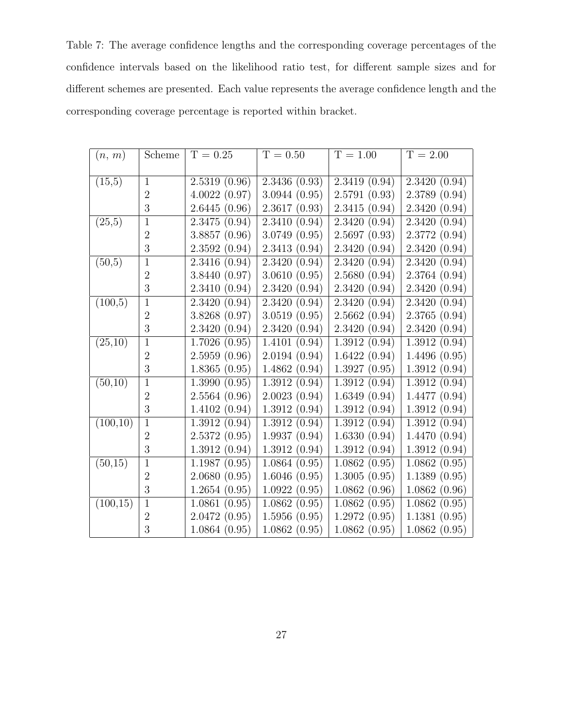Table 7: The average confidence lengths and the corresponding coverage percentages of the confidence intervals based on the likelihood ratio test, for different sample sizes and for different schemes are presented. Each value represents the average confidence length and the corresponding coverage percentage is reported within bracket.

| $(n,\ m)$ | Scheme | T = 0.25 | T = 0.50 | T = 1.00 | T = 2.00 |
|---|---|---|---|---|---|
| (15,5) | 1 | 2.5319 (0.96) | 2.3436 (0.93) | 2.3419 (0.94) | 2.3420 (0.94) |
| | 2 | 4.0022 (0.97) | 3.0944 (0.95) | 2.5791 (0.93) | 2.3789 (0.94) |
| | 3 | 2.6445 (0.96) | 2.3617 (0.93) | 2.3415 (0.94) | 2.3420 (0.94) |
| (25,5) | 1 | 2.3475 (0.94) | 2.3410 (0.94) | 2.3420 (0.94) | 2.3420 (0.94) |
| | 2 | 3.8857 (0.96) | 3.0749 (0.95) | 2.5697 (0.93) | 2.3772 (0.94) |
| | 3 | 2.3592 (0.94) | 2.3413 (0.94) | 2.3420 (0.94) | 2.3420 (0.94) |
| (50,5) | 1 | 2.3416 (0.94) | 2.3420 (0.94) | 2.3420 (0.94) | 2.3420 (0.94) |
| | 2 | 3.8440 (0.97) | 3.0610 (0.95) | 2.5680 (0.94) | 2.3764 (0.94) |
| | 3 | 2.3410 (0.94) | 2.3420 (0.94) | 2.3420 (0.94) | 2.3420 (0.94) |
| (100,5) | 1 | 2.3420 (0.94) | 2.3420 (0.94) | 2.3420 (0.94) | 2.3420 (0.94) |
| | 2 | 3.8268 (0.97) | 3.0519 (0.95) | 2.5662 (0.94) | 2.3765 (0.94) |
| | 3 | 2.3420 (0.94) | 2.3420 (0.94) | 2.3420 (0.94) | 2.3420 (0.94) |
| (25,10) | 1 | 1.7026 (0.95) | 1.4101 (0.94) | 1.3912 (0.94) | 1.3912 (0.94) |
| | 2 | 2.5959 (0.96) | 2.0194 (0.94) | 1.6422 (0.94) | 1.4496 (0.95) |
| | 3 | 1.8365 (0.95) | 1.4862 (0.94) | 1.3927 (0.95) | 1.3912 (0.94) |
| (50,10) | 1 | 1.3990 (0.95) | 1.3912 (0.94) | 1.3912 (0.94) | 1.3912 (0.94) |
| | 2 | 2.5564 (0.96) | 2.0023 (0.94) | 1.6349 (0.94) | 1.4477 (0.94) |
| | 3 | 1.4102 (0.94) | 1.3912 (0.94) | 1.3912 (0.94) | 1.3912 (0.94) |
| (100,10) | 1 | 1.3912 (0.94) | 1.3912 (0.94) | 1.3912 (0.94) | 1.3912 (0.94) |
| | 2 | 2.5372 (0.95) | 1.9937 (0.94) | 1.6330 (0.94) | 1.4470 (0.94) |
| | 3 | 1.3912 (0.94) | 1.3912 (0.94) | 1.3912 (0.94) | 1.3912 (0.94) |
| (50,15) | 1 | 1.1987 (0.95) | 1.0864 (0.95) | 1.0862 (0.95) | 1.0862 (0.95) |
| | 2 | 2.0680 (0.95) | 1.6046 (0.95) | 1.3005 (0.95) | 1.1389 (0.95) |
| | 3 | 1.2654 (0.95) | 1.0922 (0.95) | 1.0862 (0.96) | 1.0862 (0.96) |
| (100,15) | 1 | 1.0861 (0.95) | 1.0862 (0.95) | 1.0862 (0.95) | 1.0862 (0.95) |
| | 2 | 2.0472 (0.95) | 1.5956 (0.95) | 1.2972 (0.95) | 1.1381 (0.95) |
| | 3 | 1.0864 (0.95) | 1.0862 (0.95) | 1.0862 (0.95) | 1.0862 (0.95) |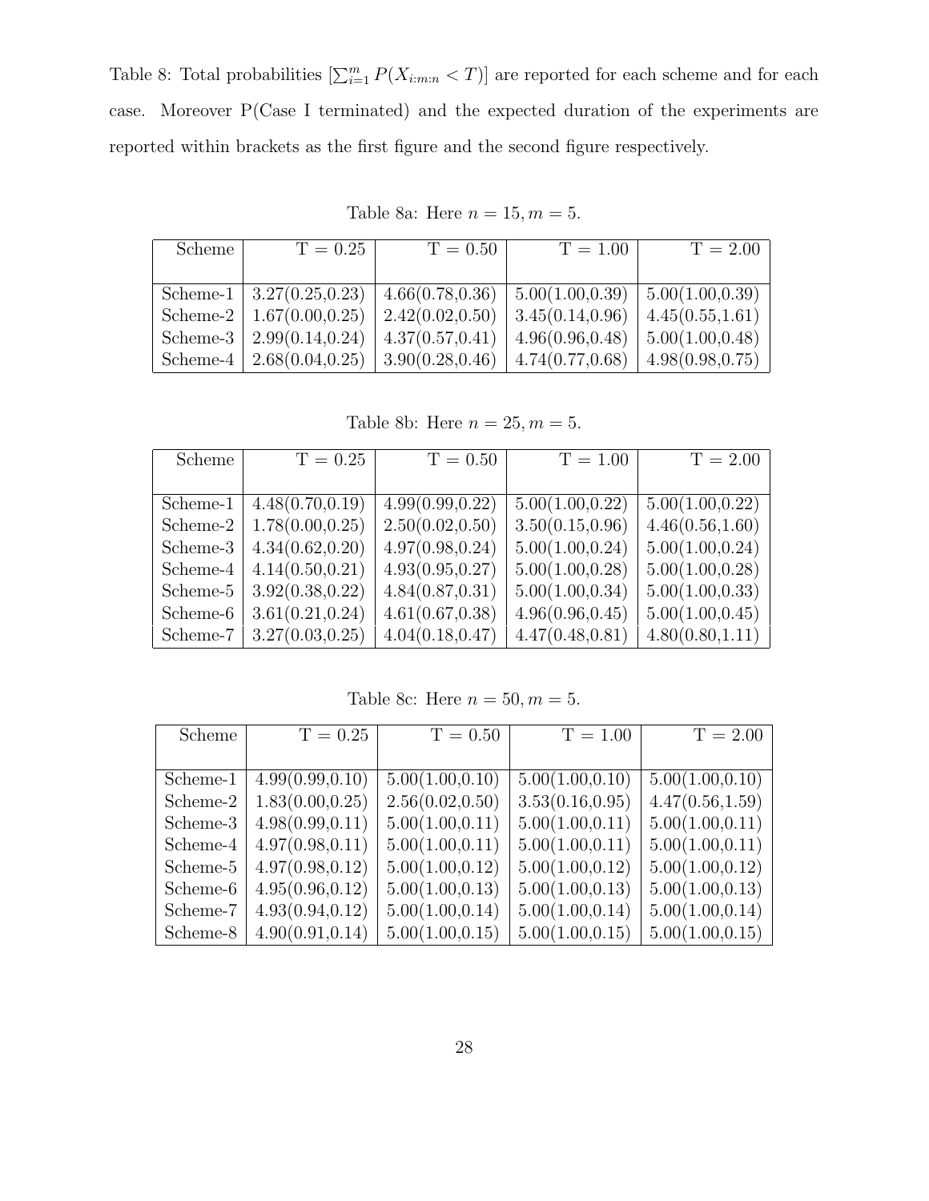Table 8: Total probabilities $[\sum_{i=1}^{m} P(X_{i:m:n} < T)]$ are reported for each scheme and for each case. Moreover P(Case I terminated) and the expected duration of the experiments are reported within brackets as the first figure and the second figure respectively.

Table 8a: Here $n = 15, m = 5$.

| Scheme | T = 0.25 | T = 0.50 | T = 1.00 | T = 2.00 |
|---|---|---|---|---|
| Scheme-1 | 3.27(0.25,0.23) | 4.66(0.78,0.36) | 5.00(1.00,0.39) | 5.00(1.00,0.39) |
| Scheme-2 | 1.67(0.00,0.25) | 2.42(0.02,0.50) | 3.45(0.14,0.96) | 4.45(0.55,1.61) |
| Scheme-3 | 2.99(0.14,0.24) | 4.37(0.57,0.41) | 4.96(0.96,0.48) | 5.00(1.00,0.48) |
| Scheme-4 | 2.68(0.04,0.25) | 3.90(0.28,0.46) | 4.74(0.77,0.68) | 4.98(0.98,0.75) |

Table 8b: Here $n = 25, m = 5$.

| Scheme | T = 0.25 | T = 0.50 | T = 1.00 | T = 2.00 |
|---|---|---|---|---|
| Scheme-1 | 4.48(0.70,0.19) | 4.99(0.99,0.22) | 5.00(1.00,0.22) | 5.00(1.00,0.22) |
| Scheme-2 | 1.78(0.00,0.25) | 2.50(0.02,0.50) | 3.50(0.15,0.96) | 4.46(0.56,1.60) |
| Scheme-3 | 4.34(0.62,0.20) | 4.97(0.98,0.24) | 5.00(1.00,0.24) | 5.00(1.00,0.24) |
| Scheme-4 | 4.14(0.50,0.21) | 4.93(0.95,0.27) | 5.00(1.00,0.28) | 5.00(1.00,0.28) |
| Scheme-5 | 3.92(0.38,0.22) | 4.84(0.87,0.31) | 5.00(1.00,0.34) | 5.00(1.00,0.33) |
| Scheme-6 | 3.61(0.21,0.24) | 4.61(0.67,0.38) | 4.96(0.96,0.45) | 5.00(1.00,0.45) |
| Scheme-7 | 3.27(0.03,0.25) | 4.04(0.18,0.47) | 4.47(0.48,0.81) | 4.80(0.80,1.11) |

Table 8c: Here $n = 50, m = 5$.

| Scheme | T = 0.25 | T = 0.50 | T = 1.00 | T = 2.00 |
|---|---|---|---|---|
| Scheme-1 | 4.99(0.99,0.10) | 5.00(1.00,0.10) | 5.00(1.00,0.10) | 5.00(1.00,0.10) |
| Scheme-2 | 1.83(0.00,0.25) | 2.56(0.02,0.50) | 3.53(0.16,0.95) | 4.47(0.56,1.59) |
| Scheme-3 | 4.98(0.99,0.11) | 5.00(1.00,0.11) | 5.00(1.00,0.11) | 5.00(1.00,0.11) |
| Scheme-4 | 4.97(0.98,0.11) | 5.00(1.00,0.11) | 5.00(1.00,0.11) | 5.00(1.00,0.11) |
| Scheme-5 | 4.97(0.98,0.12) | 5.00(1.00,0.12) | 5.00(1.00,0.12) | 5.00(1.00,0.12) |
| Scheme-6 | 4.95(0.96,0.12) | 5.00(1.00,0.13) | 5.00(1.00,0.13) | 5.00(1.00,0.13) |
| Scheme-7 | 4.93(0.94,0.12) | 5.00(1.00,0.14) | 5.00(1.00,0.14) | 5.00(1.00,0.14) |
| Scheme-8 | 4.90(0.91,0.14) | 5.00(1.00,0.15) | 5.00(1.00,0.15) | 5.00(1.00,0.15) |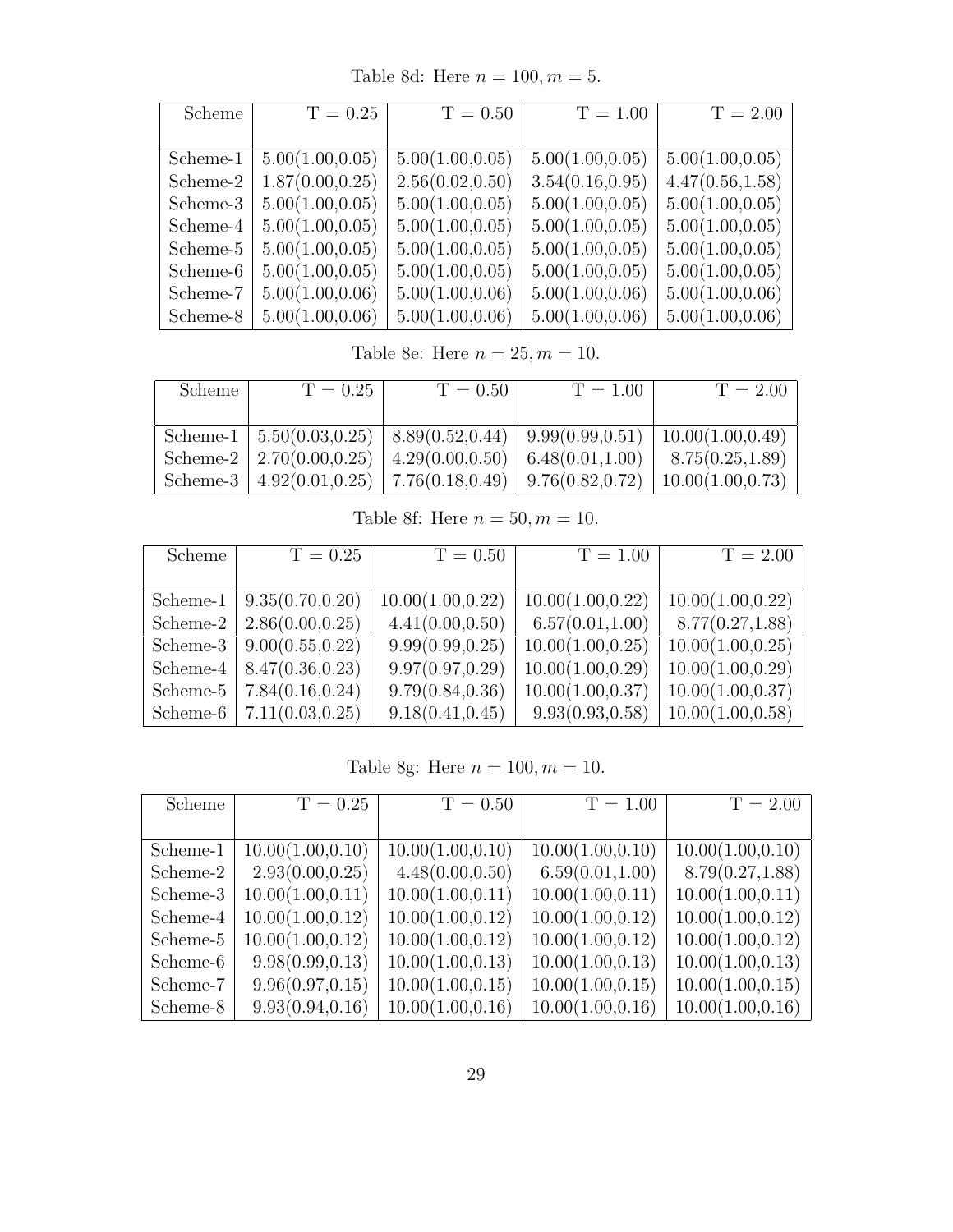Table 8d: Here $n = 100, m = 5$.

| Scheme | T = 0.25 | T = 0.50 | T = 1.00 | T = 2.00 |
|---|---|---|---|---|
| Scheme-1 | 5.00(1.00,0.05) | 5.00(1.00,0.05) | 5.00(1.00,0.05) | 5.00(1.00,0.05) |
| Scheme-2 | 1.87(0.00,0.25) | 2.56(0.02,0.50) | 3.54(0.16,0.95) | 4.47(0.56,1.58) |
| Scheme-3 | 5.00(1.00,0.05) | 5.00(1.00,0.05) | 5.00(1.00,0.05) | 5.00(1.00,0.05) |
| Scheme-4 | 5.00(1.00,0.05) | 5.00(1.00,0.05) | 5.00(1.00,0.05) | 5.00(1.00,0.05) |
| Scheme-5 | 5.00(1.00,0.05) | 5.00(1.00,0.05) | 5.00(1.00,0.05) | 5.00(1.00,0.05) |
| Scheme-6 | 5.00(1.00,0.05) | 5.00(1.00,0.05) | 5.00(1.00,0.05) | 5.00(1.00,0.05) |
| Scheme-7 | 5.00(1.00,0.06) | 5.00(1.00,0.06) | 5.00(1.00,0.06) | 5.00(1.00,0.06) |
| Scheme-8 | 5.00(1.00,0.06) | 5.00(1.00,0.06) | 5.00(1.00,0.06) | 5.00(1.00,0.06) |

Table 8e: Here $n = 25, m = 10$.

| Scheme | T = 0.25 | T = 0.50 | T = 1.00 | T = 2.00 |
|---|---|---|---|---|
| Scheme-1 | 5.50(0.03,0.25) | 8.89(0.52,0.44) | 9.99(0.99,0.51) | 10.00(1.00,0.49) |
| Scheme-2 | 2.70(0.00,0.25) | 4.29(0.00,0.50) | 6.48(0.01,1.00) | 8.75(0.25,1.89) |
| Scheme-3 | 4.92(0.01,0.25) | 7.76(0.18,0.49) | 9.76(0.82,0.72) | 10.00(1.00,0.73) |

Table 8f: Here $n = 50, m = 10$.

| Scheme | T = 0.25 | T = 0.50 | T = 1.00 | T = 2.00 |
|---|---|---|---|---|
| Scheme-1 | 9.35(0.70,0.20) | 10.00(1.00,0.22) | 10.00(1.00,0.22) | 10.00(1.00,0.22) |
| Scheme-2 | 2.86(0.00,0.25) | 4.41(0.00,0.50) | 6.57(0.01,1.00) | 8.77(0.27,1.88) |
| Scheme-3 | 9.00(0.55,0.22) | 9.99(0.99,0.25) | 10.00(1.00,0.25) | 10.00(1.00,0.25) |
| Scheme-4 | 8.47(0.36,0.23) | 9.97(0.97,0.29) | 10.00(1.00,0.29) | 10.00(1.00,0.29) |
| Scheme-5 | 7.84(0.16,0.24) | 9.79(0.84,0.36) | 10.00(1.00,0.37) | 10.00(1.00,0.37) |
| Scheme-6 | 7.11(0.03,0.25) | 9.18(0.41,0.45) | 9.93(0.93,0.58) | 10.00(1.00,0.58) |

Table 8g: Here $n = 100, m = 10$.

| Scheme | T = 0.25 | T = 0.50 | T = 1.00 | T = 2.00 |
|---|---|---|---|---|
| Scheme-1 | 10.00(1.00,0.10) | 10.00(1.00,0.10) | 10.00(1.00,0.10) | 10.00(1.00,0.10) |
| Scheme-2 | 2.93(0.00,0.25) | 4.48(0.00,0.50) | 6.59(0.01,1.00) | 8.79(0.27,1.88) |
| Scheme-3 | 10.00(1.00,0.11) | 10.00(1.00,0.11) | 10.00(1.00,0.11) | 10.00(1.00,0.11) |
| Scheme-4 | 10.00(1.00,0.12) | 10.00(1.00,0.12) | 10.00(1.00,0.12) | 10.00(1.00,0.12) |
| Scheme-5 | 10.00(1.00,0.12) | 10.00(1.00,0.12) | 10.00(1.00,0.12) | 10.00(1.00,0.12) |
| Scheme-6 | 9.98(0.99,0.13) | 10.00(1.00,0.13) | 10.00(1.00,0.13) | 10.00(1.00,0.13) |
| Scheme-7 | 9.96(0.97,0.15) | 10.00(1.00,0.15) | 10.00(1.00,0.15) | 10.00(1.00,0.15) |
| Scheme-8 | 9.93(0.94,0.16) | 10.00(1.00,0.16) | 10.00(1.00,0.16) | 10.00(1.00,0.16) |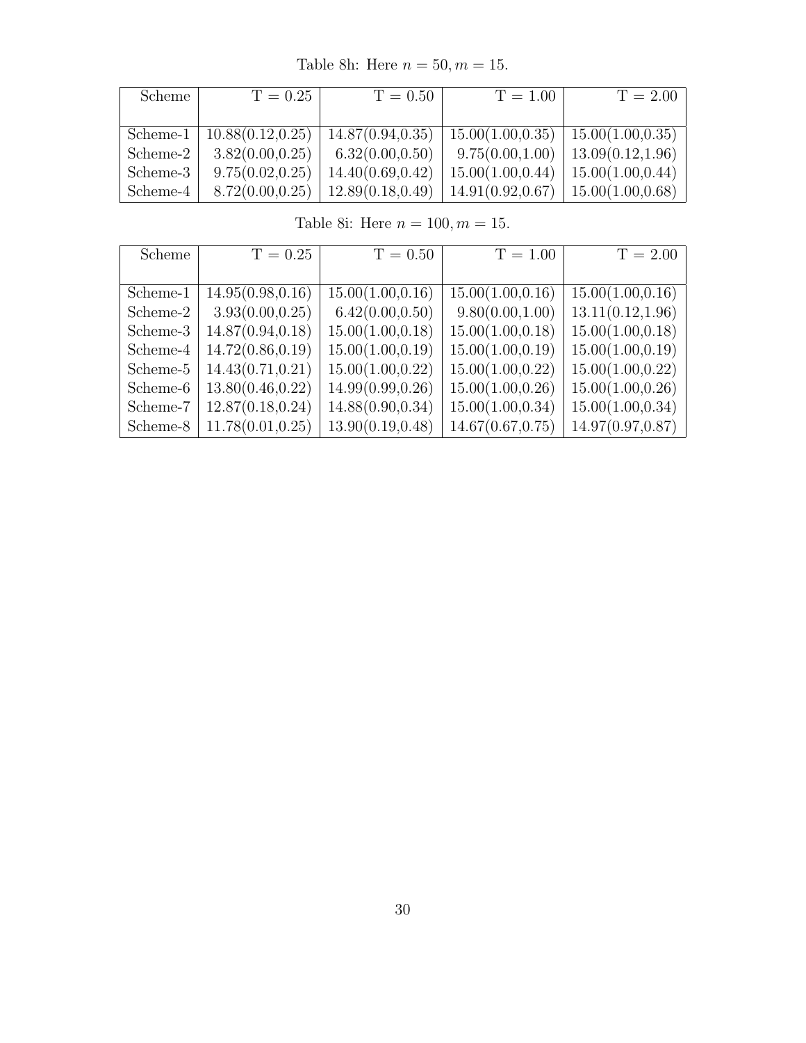Table 8h: Here $n = 50, m = 15$.

| Scheme | T = 0.25 | T = 0.50 | T = 1.00 | T = 2.00 |
|---|---|---|---|---|
| Scheme-1 | 10.88(0.12,0.25) | 14.87(0.94,0.35) | 15.00(1.00,0.35) | 15.00(1.00,0.35) |
| Scheme-2 | 3.82(0.00,0.25) | 6.32(0.00,0.50) | 9.75(0.00,1.00) | 13.09(0.12,1.96) |
| Scheme-3 | 9.75(0.02,0.25) | 14.40(0.69,0.42) | 15.00(1.00,0.44) | 15.00(1.00,0.44) |
| Scheme-4 | 8.72(0.00,0.25) | 12.89(0.18,0.49) | 14.91(0.92,0.67) | 15.00(1.00,0.68) |

Table 8i: Here $n = 100, m = 15$.

| Scheme | T = 0.25 | T = 0.50 | T = 1.00 | T = 2.00 |
|---|---|---|---|---|
| Scheme-1 | 14.95(0.98,0.16) | 15.00(1.00,0.16) | 15.00(1.00,0.16) | 15.00(1.00,0.16) |
| Scheme-2 | 3.93(0.00,0.25) | 6.42(0.00,0.50) | 9.80(0.00,1.00) | 13.11(0.12,1.96) |
| Scheme-3 | 14.87(0.94,0.18) | 15.00(1.00,0.18) | 15.00(1.00,0.18) | 15.00(1.00,0.18) |
| Scheme-4 | 14.72(0.86,0.19) | 15.00(1.00,0.19) | 15.00(1.00,0.19) | 15.00(1.00,0.19) |
| Scheme-5 | 14.43(0.71,0.21) | 15.00(1.00,0.22) | 15.00(1.00,0.22) | 15.00(1.00,0.22) |
| Scheme-6 | 13.80(0.46,0.22) | 14.99(0.99,0.26) | 15.00(1.00,0.26) | 15.00(1.00,0.26) |
| Scheme-7 | 12.87(0.18,0.24) | 14.88(0.90,0.34) | 15.00(1.00,0.34) | 15.00(1.00,0.34) |
| Scheme-8 | 11.78(0.01,0.25) | 13.90(0.19,0.48) | 14.67(0.67,0.75) | 14.97(0.97,0.87) |